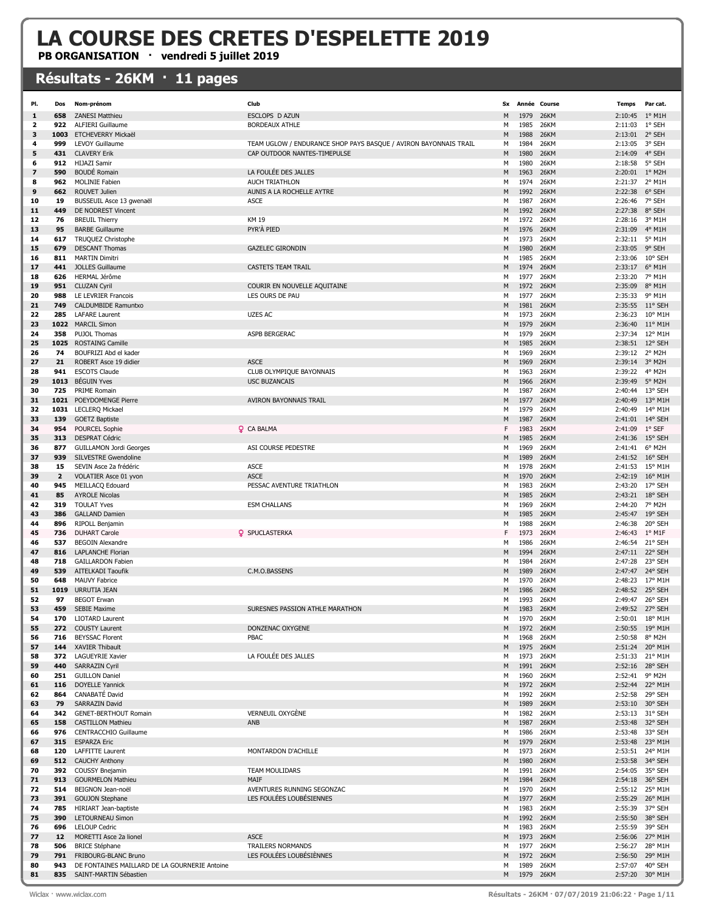# LA COURSE DES CRETES D'ESPELETTE 2019

**PB ORGANISATION · vendredi 5 juillet 2019**

## Résultats - 26KM · 11 pages

| Pl. | Dos | Nom-prénom | Club | Sx | Année | Course | Temps | Par cat. |
|---|---|---|---|---|---|---|---|---|
| 1 | 658 | ZANESI Matthieu | ESCLOPS D AZUN | M | 1979 | 26KM | 2:10:45 | 1° M1H |
| 2 | 922 | ALFIERI Guillaume | BORDEAUX ATHLE | M | 1985 | 26KM | 2:11:03 | 1° SEH |
| 3 | 1003 | ETCHEVERRY Mickaël | | M | 1988 | 26KM | 2:13:01 | 2° SEH |
| 4 | 999 | LEVOY Guillaume | TEAM UGLOW / ENDURANCE SHOP PAYS BASQUE / AVIRON BAYONNAIS TRAIL | M | 1984 | 26KM | 2:13:05 | 3° SEH |
| 5 | 431 | CLAVERY Erik | CAP OUTDOOR NANTES-TIMEPULSE | M | 1980 | 26KM | 2:14:09 | 4° SEH |
| 6 | 912 | HIJAZI Samir | | M | 1980 | 26KM | 2:18:58 | 5° SEH |
| 7 | 590 | BOUDÉ Romain | LA FOULÉE DES JALLES | M | 1963 | 26KM | 2:20:01 | 1° M2H |
| 8 | 962 | MOLINIE Fabien | AUCH TRIATHLON | M | 1974 | 26KM | 2:21:37 | 2° M1H |
| 9 | 662 | ROUVET Julien | AUNIS A LA ROCHELLE AYTRE | M | 1992 | 26KM | 2:22:38 | 6° SEH |
| 10 | 19 | BUSSEUIL Asce 13 gwenaël | ASCE | M | 1987 | 26KM | 2:26:46 | 7° SEH |
| 11 | 449 | DE NODREST Vincent | | M | 1992 | 26KM | 2:27:38 | 8° SEH |
| 12 | 76 | BREUIL Thierry | KM 19 | M | 1972 | 26KM | 2:28:16 | 3° M1H |
| 13 | 95 | BARBE Guillaume | PYR'À PIED | M | 1976 | 26KM | 2:31:09 | 4° M1H |
| 14 | 617 | TRUQUEZ Christophe | | M | 1973 | 26KM | 2:32:11 | 5° M1H |
| 15 | 679 | DESCANT Thomas | GAZELEC GIRONDIN | M | 1980 | 26KM | 2:33:05 | 9° SEH |
| 16 | 811 | MARTIN Dimitri | | M | 1985 | 26KM | 2:33:06 | 10° SEH |
| 17 | 441 | JOLLES Guillaume | CASTETS TEAM TRAIL | M | 1974 | 26KM | 2:33:17 | 6° M1H |
| 18 | 626 | HERMAL Jérôme | | M | 1977 | 26KM | 2:33:20 | 7° M1H |
| 19 | 951 | CLUZAN Cyril | COURIR EN NOUVELLE AQUITAINE | M | 1972 | 26KM | 2:35:09 | 8° M1H |
| 20 | 988 | LE LEVRIER Francois | LES OURS DE PAU | M | 1977 | 26KM | 2:35:33 | 9° M1H |
| 21 | 749 | CALDUMBIDE Ramuntxo | | M | 1981 | 26KM | 2:35:55 | 11° SEH |
| 22 | 285 | LAFARE Laurent | UZES AC | M | 1973 | 26KM | 2:36:23 | 10° M1H |
| 23 | 1022 | MARCIL Simon | | M | 1979 | 26KM | 2:36:40 | 11° M1H |
| 24 | 358 | PUJOL Thomas | ASPB BERGERAC | M | 1979 | 26KM | 2:37:34 | 12° M1H |
| 25 | 1025 | ROSTAING Camille | | M | 1985 | 26KM | 2:38:51 | 12° SEH |
| 26 | 74 | BOUFRIZI Abd el kader | | M | 1969 | 26KM | 2:39:12 | 2° M2H |
| 27 | 21 | ROBERT Asce 19 didier | ASCE | M | 1969 | 26KM | 2:39:14 | 3° M2H |
| 28 | 941 | ESCOTS Claude | CLUB OLYMPIQUE BAYONNAIS | M | 1963 | 26KM | 2:39:22 | 4° M2H |
| 29 | 1013 | BÉGUIN Yves | USC BUZANCAIS | M | 1966 | 26KM | 2:39:49 | 5° M2H |
| 30 | 725 | PRIME Romain | | M | 1987 | 26KM | 2:40:44 | 13° SEH |
| 31 | 1021 | POEYDOMENGE Pierre | AVIRON BAYONNAIS TRAIL | M | 1977 | 26KM | 2:40:49 | 13° M1H |
| 32 | 1031 | LECLERQ Mickael | | M | 1979 | 26KM | 2:40:49 | 14° M1H |
| 33 | 139 | GOETZ Baptiste | | M | 1987 | 26KM | 2:41:01 | 14° SEH |
| 34 | 954 | POURCEL Sophie | CA BALMA | F | 1983 | 26KM | 2:41:09 | 1° SEF |
| 35 | 313 | DESPRAT Cédric | | M | 1985 | 26KM | 2:41:36 | 15° SEH |
| 36 | 877 | GUILLAMON Jordi Georges | ASI COURSE PEDESTRE | M | 1969 | 26KM | 2:41:41 | 6° M2H |
| 37 | 939 | SILVESTRE Gwendoline | | M | 1989 | 26KM | 2:41:52 | 16° SEH |
| 38 | 15 | SEVIN Asce 2a frédéric | ASCE | M | 1978 | 26KM | 2:41:53 | 15° M1H |
| 39 | 2 | VOLATIER Asce 01 yvon | ASCE | M | 1970 | 26KM | 2:42:19 | 16° M1H |
| 40 | 945 | MEILLACQ Edouard | PESSAC AVENTURE TRIATHLON | M | 1983 | 26KM | 2:43:20 | 17° SEH |
| 41 | 85 | AYROLE Nicolas | | M | 1985 | 26KM | 2:43:21 | 18° SEH |
| 42 | 319 | TOULAT Yves | ESM CHALLANS | M | 1969 | 26KM | 2:44:20 | 7° M2H |
| 43 | 386 | GALLAND Damien | | M | 1985 | 26KM | 2:45:47 | 19° SEH |
| 44 | 896 | RIPOLL Benjamin | | M | 1988 | 26KM | 2:46:38 | 20° SEH |
| 45 | 736 | DUHART Carole | SPUCLASTERKA | F | 1973 | 26KM | 2:46:43 | 1° M1F |
| 46 | 537 | BEGOIN Alexandre | | M | 1986 | 26KM | 2:46:54 | 21° SEH |
| 47 | 816 | LAPLANCHE Florian | | M | 1994 | 26KM | 2:47:11 | 22° SEH |
| 48 | 718 | GAILLARDON Fabien | | M | 1984 | 26KM | 2:47:28 | 23° SEH |
| 49 | 539 | AITELKADI Taoufik | C.M.O.BASSENS | M | 1989 | 26KM | 2:47:47 | 24° SEH |
| 50 | 648 | MAUVY Fabrice | | M | 1970 | 26KM | 2:48:23 | 17° M1H |
| 51 | 1019 | URRUTIA JEAN | | M | 1986 | 26KM | 2:48:52 | 25° SEH |
| 52 | 97 | BEGOT Erwan | | M | 1993 | 26KM | 2:49:47 | 26° SEH |
| 53 | 459 | SEBIE Maxime | SURESNES PASSION ATHLE MARATHON | M | 1983 | 26KM | 2:49:52 | 27° SEH |
| 54 | 170 | LIOTARD Laurent | | M | 1970 | 26KM | 2:50:01 | 18° M1H |
| 55 | 272 | COUSTY Laurent | DONZENAC OXYGENE | M | 1972 | 26KM | 2:50:55 | 19° M1H |
| 56 | 716 | BEYSSAC Florent | PBAC | M | 1968 | 26KM | 2:50:58 | 8° M2H |
| 57 | 144 | XAVIER Thibault | | M | 1975 | 26KM | 2:51:24 | 20° M1H |
| 58 | 372 | LAGUEYRIE Xavier | LA FOULÉE DES JALLES | M | 1973 | 26KM | 2:51:33 | 21° M1H |
| 59 | 440 | SARRAZIN Cyril | | M | 1991 | 26KM | 2:52:16 | 28° SEH |
| 60 | 251 | GUILLON Daniel | | M | 1960 | 26KM | 2:52:41 | 9° M2H |
| 61 | 116 | DOYELLE Yannick | | M | 1972 | 26KM | 2:52:44 | 22° M1H |
| 62 | 864 | CANABATÉ David | | M | 1992 | 26KM | 2:52:58 | 29° SEH |
| 63 | 79 | SARRAZIN David | | M | 1989 | 26KM | 2:53:10 | 30° SEH |
| 64 | 342 | GENET-BERTHOUT Romain | VERNEUIL OXYGÈNE | M | 1982 | 26KM | 2:53:13 | 31° SEH |
| 65 | 158 | CASTILLON Mathieu | ANB | M | 1987 | 26KM | 2:53:48 | 32° SEH |
| 66 | 976 | CENTRACCHIO Guillaume | | M | 1986 | 26KM | 2:53:48 | 33° SEH |
| 67 | 315 | ESPARZA Eric | | M | 1979 | 26KM | 2:53:48 | 23° M1H |
| 68 | 120 | LAFFITTE Laurent | MONTARDON D'ACHILLE | M | 1973 | 26KM | 2:53:51 | 24° M1H |
| 69 | 512 | CAUCHY Anthony | | M | 1980 | 26KM | 2:53:58 | 34° SEH |
| 70 | 392 | COUSSY Bnejamin | TEAM MOULIDARS | M | 1991 | 26KM | 2:54:05 | 35° SEH |
| 71 | 913 | GOURMELON Mathieu | MAIF | M | 1984 | 26KM | 2:54:18 | 36° SEH |
| 72 | 514 | BEIGNON Jean-noël | AVENTURES RUNNING SEGONZAC | M | 1970 | 26KM | 2:55:12 | 25° M1H |
| 73 | 391 | GOUJON Stephane | LES FOULÉES LOUBÉSIENNES | M | 1977 | 26KM | 2:55:29 | 26° M1H |
| 74 | 785 | HIRIART Jean-baptiste | | M | 1983 | 26KM | 2:55:39 | 37° SEH |
| 75 | 390 | LETOURNEAU Simon | | M | 1992 | 26KM | 2:55:50 | 38° SEH |
| 76 | 696 | LELOUP Cedric | | M | 1983 | 26KM | 2:55:59 | 39° SEH |
| 77 | 12 | MORETTI Asce 2a lionel | ASCE | M | 1973 | 26KM | 2:56:06 | 27° M1H |
| 78 | 506 | BRICE Stéphane | TRAILERS NORMANDS | M | 1977 | 26KM | 2:56:27 | 28° M1H |
| 79 | 791 | FRIBOURG-BLANC Bruno | LES FOULÉES LOUBÉSIENNES | M | 1972 | 26KM | 2:56:50 | 29° M1H |
| 80 | 943 | DE FONTAINES MAILLARD DE LA GOURNERIE Antoine | | M | 1989 | 26KM | 2:57:07 | 40° SEH |
| 81 | 835 | SAINT-MARTIN Sébastien | | M | 1979 | 26KM | 2:57:20 | 30° M1H |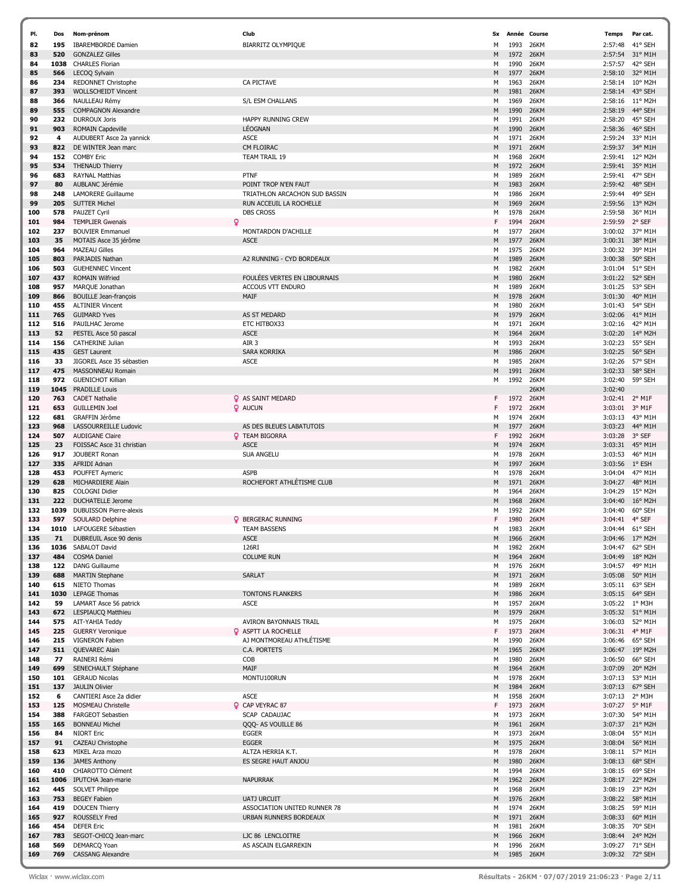| Pl. | Dos | Nom-prénom | Club | Sx | Année | Course | Temps | Par cat. |
|---|---|---|---|---|---|---|---|---|
| 82 | 195 | IBAREMBORDE Damien | BIARRITZ OLYMPIQUE | M | 1993 | 26KM | 2:57:48 | 41° SEH |
| 83 | 520 | GONZALEZ Gilles | | M | 1972 | 26KM | 2:57:54 | 31° M1H |
| 84 | 1038 | CHARLES Florian | | M | 1990 | 26KM | 2:57:57 | 42° SEH |
| 85 | 566 | LECOQ Sylvain | | M | 1977 | 26KM | 2:58:10 | 32° M1H |
| 86 | 234 | REDONNET Christophe | CA PICTAVE | M | 1963 | 26KM | 2:58:14 | 10° M2H |
| 87 | 393 | WOLLSCHEIDT Vincent | | M | 1981 | 26KM | 2:58:14 | 43° SEH |
| 88 | 366 | NAULLEAU Rémy | S/L ESM CHALLANS | M | 1969 | 26KM | 2:58:16 | 11° M2H |
| 89 | 555 | COMPAGNON Alexandre | | M | 1990 | 26KM | 2:58:19 | 44° SEH |
| 90 | 232 | DURROUX Joris | HAPPY RUNNING CREW | M | 1991 | 26KM | 2:58:20 | 45° SEH |
| 91 | 903 | ROMAIN Capdeville | LÉOGNAN | M | 1990 | 26KM | 2:58:36 | 46° SEH |
| 92 | 4 | AUDUBERT Asce 2a yannick | ASCE | M | 1971 | 26KM | 2:59:24 | 33° M1H |
| 93 | 822 | DE WINTER Jean marc | CM FLOIRAC | M | 1971 | 26KM | 2:59:37 | 34° M1H |
| 94 | 152 | COMBY Eric | TEAM TRAIL 19 | M | 1968 | 26KM | 2:59:41 | 12° M2H |
| 95 | 534 | THENAUD Thierry | | M | 1972 | 26KM | 2:59:41 | 35° M1H |
| 96 | 683 | RAYNAL Matthias | PTNF | M | 1989 | 26KM | 2:59:41 | 47° SEH |
| 97 | 80 | AUBLANC Jérémie | POINT TROP N'EN FAUT | M | 1983 | 26KM | 2:59:42 | 48° SEH |
| 98 | 248 | LAMORERE Guillaume | TRIATHLON ARCACHON SUD BASSIN | M | 1986 | 26KM | 2:59:44 | 49° SEH |
| 99 | 205 | SUTTER Michel | RUN ACCEUIL LA ROCHELLE | M | 1969 | 26KM | 2:59:56 | 13° M2H |
| 100 | 578 | PAUZET Cyril | DBS CROSS | M | 1978 | 26KM | 2:59:58 | 36° M1H |
| 101 | 984 | TEMPLIER Gwenais | | F | 1994 | 26KM | 2:59:59 | 2° SEF |
| 102 | 237 | BOUVIER Emmanuel | MONTARDON D'ACHILLE | M | 1977 | 26KM | 3:00:02 | 37° M1H |
| 103 | 35 | MOTAIS Asce 35 jérôme | ASCE | M | 1977 | 26KM | 3:00:31 | 38° M1H |
| 104 | 964 | MAZEAU Gilles | | M | 1975 | 26KM | 3:00:32 | 39° M1H |
| 105 | 803 | PARJADIS Nathan | A2 RUNNING - CYD BORDEAUX | M | 1989 | 26KM | 3:00:38 | 50° SEH |
| 106 | 503 | GUEHENNEC Vincent | | M | 1982 | 26KM | 3:01:04 | 51° SEH |
| 107 | 437 | ROMAIN Wilfried | FOULÉES VERTES EN LIBOURNAIS | M | 1980 | 26KM | 3:01:22 | 52° SEH |
| 108 | 957 | MARQUE Jonathan | ACCOUS VTT ENDURO | M | 1989 | 26KM | 3:01:25 | 53° SEH |
| 109 | 866 | BOUILLE Jean-françois | MAIF | M | 1978 | 26KM | 3:01:30 | 40° M1H |
| 110 | 455 | ALTINIER Vincent | | M | 1980 | 26KM | 3:01:43 | 54° SEH |
| 111 | 765 | GUIMARD Yves | AS ST MEDARD | M | 1979 | 26KM | 3:02:06 | 41° M1H |
| 112 | 516 | PAUILHAC Jerome | ETC HITBOX33 | M | 1971 | 26KM | 3:02:16 | 42° M1H |
| 113 | 52 | PESTEL Asce 50 pascal | ASCE | M | 1964 | 26KM | 3:02:20 | 14° M2H |
| 114 | 156 | CATHERINE Julian | AIR 3 | M | 1993 | 26KM | 3:02:23 | 55° SEH |
| 115 | 435 | GEST Laurent | SARA KORRIKA | M | 1986 | 26KM | 3:02:25 | 56° SEH |
| 116 | 33 | JIGOREL Asce 35 sébastien | ASCE | M | 1985 | 26KM | 3:02:26 | 57° SEH |
| 117 | 475 | MASSONNEAU Romain | | M | 1991 | 26KM | 3:02:33 | 58° SEH |
| 118 | 972 | GUENICHOT Killian | | M | 1992 | 26KM | 3:02:40 | 59° SEH |
| 119 | 1045 | PRADILLE Louis | | | | 26KM | 3:02:40 | |
| 120 | 763 | CADET Nathalie | AS SAINT MEDARD | F | 1972 | 26KM | 3:02:41 | 2° M1F |
| 121 | 653 | GUILLEMIN Joel | AUCUN | F | 1972 | 26KM | 3:03:01 | 3° M1F |
| 122 | 681 | GRAFFIN Jérôme | | M | 1974 | 26KM | 3:03:13 | 43° M1H |
| 123 | 968 | LASSOURREILLE Ludovic | AS DES BLEUES LABATUTOIS | M | 1977 | 26KM | 3:03:23 | 44° M1H |
| 124 | 507 | AUDIGANE Claire | TEAM BIGORRA | F | 1992 | 26KM | 3:03:28 | 3° SEF |
| 125 | 23 | FOISSAC Asce 31 christian | ASCE | M | 1974 | 26KM | 3:03:31 | 45° M1H |
| 126 | 917 | JOUBERT Ronan | SUA ANGELU | M | 1978 | 26KM | 3:03:53 | 46° M1H |
| 127 | 335 | AFRIDI Adnan | | M | 1997 | 26KM | 3:03:56 | 1° ESH |
| 128 | 453 | POUFFET Aymeric | ASPB | M | 1978 | 26KM | 3:04:04 | 47° M1H |
| 129 | 628 | MICHARDIERE Alain | ROCHEFORT ATHLÉTISME CLUB | M | 1971 | 26KM | 3:04:27 | 48° M1H |
| 130 | 825 | COLOGNI Didier | | M | 1964 | 26KM | 3:04:29 | 15° M2H |
| 131 | 222 | DUCHATELLE Jerome | | M | 1968 | 26KM | 3:04:40 | 16° M2H |
| 132 | 1039 | DUBUISSON Pierre-alexis | | M | 1992 | 26KM | 3:04:40 | 60° SEH |
| 133 | 597 | SOULARD Delphine | BERGERAC RUNNING | F | 1980 | 26KM | 3:04:41 | 4° SEF |
| 134 | 1010 | LAFOUGERE Sébastien | TEAM BASSENS | M | 1983 | 26KM | 3:04:44 | 61° SEH |
| 135 | 71 | DUBREUIL Asce 90 denis | ASCE | M | 1966 | 26KM | 3:04:46 | 17° M2H |
| 136 | 1036 | SABALOT David | 126RI | M | 1982 | 26KM | 3:04:47 | 62° SEH |
| 137 | 484 | COSMA Daniel | COLUME RUN | M | 1964 | 26KM | 3:04:49 | 18° M2H |
| 138 | 122 | DANG Guillaume | | M | 1976 | 26KM | 3:04:57 | 49° M1H |
| 139 | 688 | MARTIN Stephane | SARLAT | M | 1971 | 26KM | 3:05:08 | 50° M1H |
| 140 | 615 | NIETO Thomas | | M | 1989 | 26KM | 3:05:11 | 63° SEH |
| 141 | 1030 | LEPAGE Thomas | TONTONS FLANKERS | M | 1986 | 26KM | 3:05:15 | 64° SEH |
| 142 | 59 | LAMART Asce 56 patrick | ASCE | M | 1957 | 26KM | 3:05:22 | 1° M3H |
| 143 | 672 | LESPIAUCQ Matthieu | | M | 1979 | 26KM | 3:05:32 | 51° M1H |
| 144 | 575 | AIT-YAHIA Teddy | AVIRON BAYONNAIS TRAIL | M | 1975 | 26KM | 3:06:03 | 52° M1H |
| 145 | 225 | GUERRY Veronique | ASPTT LA ROCHELLE | F | 1973 | 26KM | 3:06:31 | 4° M1F |
| 146 | 215 | VIGNERON Fabien | AJ MONTMOREAU ATHLÉTISME | M | 1990 | 26KM | 3:06:46 | 65° SEH |
| 147 | 511 | QUEVAREC Alain | C.A. PORTETS | M | 1965 | 26KM | 3:06:47 | 19° M2H |
| 148 | 77 | RAINERI Rémi | COB | M | 1980 | 26KM | 3:06:50 | 66° SEH |
| 149 | 699 | SENECHAULT Stéphane | MAIF | M | 1964 | 26KM | 3:07:09 | 20° M2H |
| 150 | 101 | GERAUD Nicolas | MONTU100RUN | M | 1978 | 26KM | 3:07:13 | 53° M1H |
| 151 | 137 | JAULIN Olivier | | M | 1984 | 26KM | 3:07:13 | 67° SEH |
| 152 | 6 | CANTIERI Asce 2a didier | ASCE | M | 1958 | 26KM | 3:07:13 | 2° M3H |
| 153 | 125 | MOSMEAU Christelle | CAP VEYRAC 87 | F | 1973 | 26KM | 3:07:27 | 5° M1F |
| 154 | 388 | FARGEOT Sebastien | SCAP CADAUJAC | M | 1973 | 26KM | 3:07:30 | 54° M1H |
| 155 | 165 | BONNEAU Michel | QQQ- AS VOUILLE 86 | M | 1961 | 26KM | 3:07:37 | 21° M2H |
| 156 | 84 | NIORT Eric | EGGER | M | 1973 | 26KM | 3:08:04 | 55° M1H |
| 157 | 91 | CAZEAU Christophe | EGGER | M | 1975 | 26KM | 3:08:04 | 56° M1H |
| 158 | 623 | MIKEL Arza mozo | ALTZA HERRIA K.T. | M | 1978 | 26KM | 3:08:11 | 57° M1H |
| 159 | 136 | JAMES Anthony | ES SEGRE HAUT ANJOU | M | 1980 | 26KM | 3:08:13 | 68° SEH |
| 160 | 410 | CHIAROTTO Clément | | M | 1994 | 26KM | 3:08:15 | 69° SEH |
| 161 | 1006 | IPUTCHA Jean-marie | NAPURRAK | M | 1962 | 26KM | 3:08:17 | 22° M2H |
| 162 | 445 | SOLVET Philippe | | M | 1968 | 26KM | 3:08:19 | 23° M2H |
| 163 | 753 | BEGEY Fabien | UATJ URCUIT | M | 1976 | 26KM | 3:08:22 | 58° M1H |
| 164 | 419 | DOUCEN Thierry | ASSOCIATION UNITED RUNNER 78 | M | 1974 | 26KM | 3:08:25 | 59° M1H |
| 165 | 927 | ROUSSELY Fred | URBAN RUNNERS BORDEAUX | M | 1971 | 26KM | 3:08:33 | 60° M1H |
| 166 | 454 | DEFER Eric | | M | 1981 | 26KM | 3:08:35 | 70° SEH |
| 167 | 783 | SEGOT-CHICQ Jean-marc | LJC 86 LENCLOITRE | M | 1966 | 26KM | 3:08:44 | 24° M2H |
| 168 | 569 | DEMARCQ Yoan | AS ASCAIN ELGARREKIN | M | 1996 | 26KM | 3:09:27 | 71° SEH |
| 169 | 769 | CASSANG Alexandre | | M | 1985 | 26KM | 3:09:32 | 72° SEH |

Wiclax · www.wiclax.com — Résultats - 26KM · 07/07/2019 21:06:23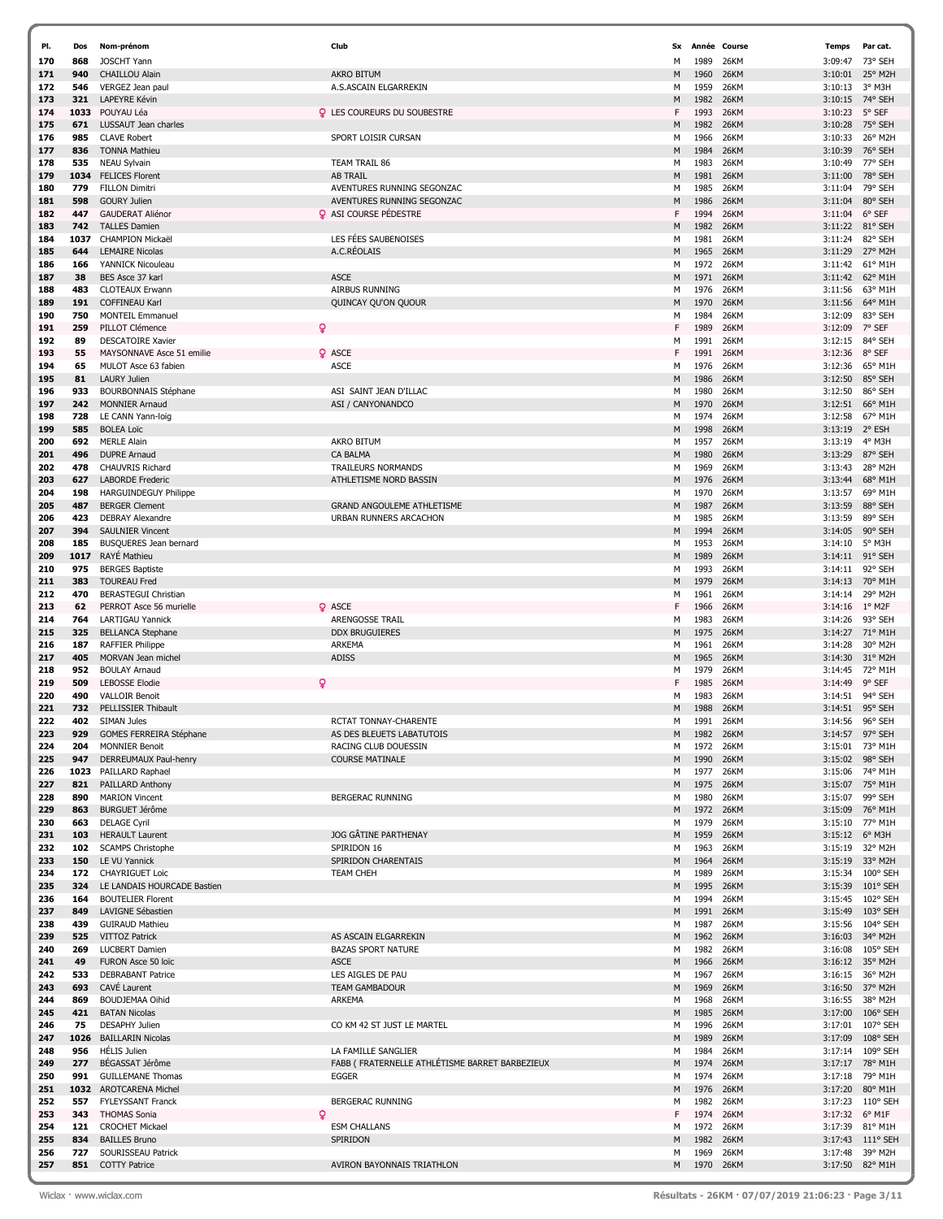| Pl. | Dos | Nom-prénom | Club | Sx | Année | Course | Temps | Par cat. |
|---|---|---|---|---|---|---|---|---|
| 170 | 868 | JOSCHT Yann | | M | 1989 | 26KM | 3:09:47 | 73° SEH |
| 171 | 940 | CHAILLOU Alain | AKRO BITUM | M | 1960 | 26KM | 3:10:01 | 25° M2H |
| 172 | 546 | VERGEZ Jean paul | A.S.ASCAIN ELGARREKIN | M | 1959 | 26KM | 3:10:13 | 3° M3H |
| 173 | 321 | LAPEYRE Kévin | | M | 1982 | 26KM | 3:10:15 | 74° SEH |
| 174 | 1033 | POUYAU Léa | LES COUREURS DU SOUBESTRE | F | 1993 | 26KM | 3:10:23 | 5° SEF |
| 175 | 671 | LUSSAUT Jean charles | | M | 1982 | 26KM | 3:10:28 | 75° SEH |
| 176 | 985 | CLAVE Robert | SPORT LOISIR CURSAN | M | 1966 | 26KM | 3:10:33 | 26° M2H |
| 177 | 836 | TONNA Mathieu | | M | 1984 | 26KM | 3:10:39 | 76° SEH |
| 178 | 535 | NEAU Sylvain | TEAM TRAIL 86 | M | 1983 | 26KM | 3:10:49 | 77° SEH |
| 179 | 1034 | FELICES Florent | AB TRAIL | M | 1981 | 26KM | 3:11:00 | 78° SEH |
| 180 | 779 | FILLON Dimitri | AVENTURES RUNNING SEGONZAC | M | 1985 | 26KM | 3:11:04 | 79° SEH |
| 181 | 598 | GOURY Julien | AVENTURES RUNNING SEGONZAC | M | 1986 | 26KM | 3:11:04 | 80° SEH |
| 182 | 447 | GAUDERAT Aliénor | ASI COURSE PÉDESTRE | F | 1994 | 26KM | 3:11:04 | 6° SEF |
| 183 | 742 | TALLES Damien | | M | 1982 | 26KM | 3:11:22 | 81° SEH |
| 184 | 1037 | CHAMPION Mickaël | LES FÉES SAUBENOISES | M | 1981 | 26KM | 3:11:24 | 82° SEH |
| 185 | 644 | LEMAIRE Nicolas | A.C.RÉOLAIS | M | 1965 | 26KM | 3:11:29 | 27° M2H |
| 186 | 166 | YANNICK Nicouleau | | M | 1972 | 26KM | 3:11:42 | 61° M1H |
| 187 | 38 | BES Asce 37 karl | ASCE | M | 1971 | 26KM | 3:11:42 | 62° M1H |
| 188 | 483 | CLOTEAUX Erwann | AIRBUS RUNNING | M | 1976 | 26KM | 3:11:56 | 63° M1H |
| 189 | 191 | COFFINEAU Karl | QUINCAY QU'ON QUOUR | M | 1970 | 26KM | 3:11:56 | 64° M1H |
| 190 | 750 | MONTEIL Emmanuel | | M | 1984 | 26KM | 3:12:09 | 83° SEH |
| 191 | 259 | PILLOT Clémence | | F | 1989 | 26KM | 3:12:09 | 7° SEF |
| 192 | 89 | DESCATOIRE Xavier | | M | 1991 | 26KM | 3:12:15 | 84° SEH |
| 193 | 55 | MAYSONNAVE Asce 51 emilie | ASCE | F | 1991 | 26KM | 3:12:36 | 8° SEF |
| 194 | 65 | MULOT Asce 63 fabien | ASCE | M | 1976 | 26KM | 3:12:36 | 65° M1H |
| 195 | 81 | LAURY Julien | | M | 1986 | 26KM | 3:12:50 | 85° SEH |
| 196 | 933 | BOURBONNAIS Stéphane | ASI SAINT JEAN D'ILLAC | M | 1980 | 26KM | 3:12:50 | 86° SEH |
| 197 | 242 | MONNIER Arnaud | ASI / CANYONANDCO | M | 1970 | 26KM | 3:12:51 | 66° M1H |
| 198 | 728 | LE CANN Yann-loig | | M | 1974 | 26KM | 3:12:58 | 67° M1H |
| 199 | 585 | BOLEA Loïc | | M | 1998 | 26KM | 3:13:19 | 2° ESH |
| 200 | 692 | MERLE Alain | AKRO BITUM | M | 1957 | 26KM | 3:13:19 | 4° M3H |
| 201 | 496 | DUPRE Arnaud | CA BALMA | M | 1980 | 26KM | 3:13:29 | 87° SEH |
| 202 | 478 | CHAUVRIS Richard | TRAILEURS NORMANDS | M | 1969 | 26KM | 3:13:43 | 28° M2H |
| 203 | 627 | LABORDE Frederic | ATHLETISME NORD BASSIN | M | 1976 | 26KM | 3:13:44 | 68° M1H |
| 204 | 198 | HARGUINDEGUY Philippe | | M | 1970 | 26KM | 3:13:57 | 69° M1H |
| 205 | 487 | BERGER Clement | GRAND ANGOULEME ATHLETISME | M | 1987 | 26KM | 3:13:59 | 88° SEH |
| 206 | 423 | DEBRAY Alexandre | URBAN RUNNERS ARCACHON | M | 1985 | 26KM | 3:13:59 | 89° SEH |
| 207 | 394 | SAULNIER Vincent | | M | 1994 | 26KM | 3:14:05 | 90° SEH |
| 208 | 185 | BUSQUERES Jean bernard | | M | 1953 | 26KM | 3:14:10 | 5° M3H |
| 209 | 1017 | RAYÉ Mathieu | | M | 1989 | 26KM | 3:14:11 | 91° SEH |
| 210 | 975 | BERGES Baptiste | | M | 1993 | 26KM | 3:14:11 | 92° SEH |
| 211 | 383 | TOUREAU Fred | | M | 1979 | 26KM | 3:14:13 | 70° M1H |
| 212 | 470 | BERASTEGUI Christian | | M | 1961 | 26KM | 3:14:14 | 29° M2H |
| 213 | 62 | PERROT Asce 56 murielle | ASCE | F | 1966 | 26KM | 3:14:16 | 1° M2F |
| 214 | 764 | LARTIGAU Yannick | ARENGOSSE TRAIL | M | 1983 | 26KM | 3:14:26 | 93° SEH |
| 215 | 325 | BELLANCA Stephane | DDX BRUGUIERES | M | 1975 | 26KM | 3:14:27 | 71° M1H |
| 216 | 187 | RAFFIER Philippe | ARKEMA | M | 1961 | 26KM | 3:14:28 | 30° M2H |
| 217 | 405 | MORVAN Jean michel | ADISS | M | 1965 | 26KM | 3:14:30 | 31° M2H |
| 218 | 952 | BOULAY Arnaud | | M | 1979 | 26KM | 3:14:45 | 72° M1H |
| 219 | 509 | LEBOSSE Elodie | | F | 1985 | 26KM | 3:14:49 | 9° SEF |
| 220 | 490 | VALLOIR Benoit | | M | 1983 | 26KM | 3:14:51 | 94° SEH |
| 221 | 732 | PELLISSIER Thibault | | M | 1988 | 26KM | 3:14:51 | 95° SEH |
| 222 | 402 | SIMAN Jules | RCTAT TONNAY-CHARENTE | M | 1991 | 26KM | 3:14:56 | 96° SEH |
| 223 | 929 | GOMES FERREIRA Stéphane | AS DES BLEUETS LABATUTOIS | M | 1982 | 26KM | 3:14:57 | 97° SEH |
| 224 | 204 | MONNIER Benoit | RACING CLUB DOUESSIN | M | 1972 | 26KM | 3:15:01 | 73° M1H |
| 225 | 947 | DERREUMAUX Paul-henry | COURSE MATINALE | M | 1990 | 26KM | 3:15:02 | 98° SEH |
| 226 | 1023 | PAILLARD Raphael | | M | 1977 | 26KM | 3:15:06 | 74° M1H |
| 227 | 821 | PAILLARD Anthony | | M | 1975 | 26KM | 3:15:07 | 75° M1H |
| 228 | 890 | MARION Vincent | BERGERAC RUNNING | M | 1980 | 26KM | 3:15:07 | 99° SEH |
| 229 | 863 | BURGUET Jérôme | | M | 1972 | 26KM | 3:15:09 | 76° M1H |
| 230 | 663 | DELAGE Cyril | | M | 1979 | 26KM | 3:15:10 | 77° M1H |
| 231 | 103 | HERAULT Laurent | JOG GÂTINE PARTHENAY | M | 1959 | 26KM | 3:15:12 | 6° M3H |
| 232 | 102 | SCAMPS Christophe | SPIRIDON 16 | M | 1963 | 26KM | 3:15:19 | 32° M2H |
| 233 | 150 | LE VU Yannick | SPIRIDON CHARENTAIS | M | 1964 | 26KM | 3:15:19 | 33° M2H |
| 234 | 172 | CHAYRIGUET Loic | TEAM CHEH | M | 1989 | 26KM | 3:15:34 | 100° SEH |
| 235 | 324 | LE LANDAIS HOURCADE Bastien | | M | 1995 | 26KM | 3:15:39 | 101° SEH |
| 236 | 164 | BOUTELIER Florent | | M | 1994 | 26KM | 3:15:45 | 102° SEH |
| 237 | 849 | LAVIGNE Sébastien | | M | 1991 | 26KM | 3:15:49 | 103° SEH |
| 238 | 439 | GUIRAUD Mathieu | | M | 1987 | 26KM | 3:15:56 | 104° SEH |
| 239 | 525 | VITTOZ Patrick | AS ASCAIN ELGARREKIN | M | 1962 | 26KM | 3:16:03 | 34° M2H |
| 240 | 269 | LUCBERT Damien | BAZAS SPORT NATURE | M | 1982 | 26KM | 3:16:08 | 105° SEH |
| 241 | 49 | FURON Asce 50 loic | ASCE | M | 1966 | 26KM | 3:16:12 | 35° M2H |
| 242 | 533 | DEBRABANT Patrice | LES AIGLES DE PAU | M | 1967 | 26KM | 3:16:15 | 36° M2H |
| 243 | 693 | CAVÉ Laurent | TEAM GAMBADOUR | M | 1969 | 26KM | 3:16:50 | 37° M2H |
| 244 | 869 | BOUDJEMAA Oihid | ARKEMA | M | 1968 | 26KM | 3:16:55 | 38° M2H |
| 245 | 421 | BATAN Nicolas | | M | 1985 | 26KM | 3:17:00 | 106° SEH |
| 246 | 75 | DESAPHY Julien | CO KM 42 ST JUST LE MARTEL | M | 1996 | 26KM | 3:17:01 | 107° SEH |
| 247 | 1026 | BAILLARIN Nicolas | | M | 1989 | 26KM | 3:17:09 | 108° SEH |
| 248 | 956 | HÉLIS Julien | LA FAMILLE SANGLIER | M | 1984 | 26KM | 3:17:14 | 109° SEH |
| 249 | 277 | BÉGASSAT Jérôme | FABB ( FRATERNELLE ATHLÉTISME BARRET BARBEZIEUX | M | 1974 | 26KM | 3:17:17 | 78° M1H |
| 250 | 991 | GUILLEMANE Thomas | EGGER | M | 1974 | 26KM | 3:17:18 | 79° M1H |
| 251 | 1032 | AROTCARENA Michel | | M | 1976 | 26KM | 3:17:20 | 80° M1H |
| 252 | 557 | FYLEYSSANT Franck | BERGERAC RUNNING | M | 1982 | 26KM | 3:17:23 | 110° SEH |
| 253 | 343 | THOMAS Sonia | | F | 1974 | 26KM | 3:17:32 | 6° M1F |
| 254 | 121 | CROCHET Mickael | ESM CHALLANS | M | 1972 | 26KM | 3:17:39 | 81° M1H |
| 255 | 834 | BAILLES Bruno | SPIRIDON | M | 1982 | 26KM | 3:17:43 | 111° SEH |
| 256 | 727 | SOURISSEAU Patrick | | M | 1969 | 26KM | 3:17:48 | 39° M2H |
| 257 | 851 | COTTY Patrice | AVIRON BAYONNAIS TRIATHLON | M | 1970 | 26KM | 3:17:50 | 82° M1H |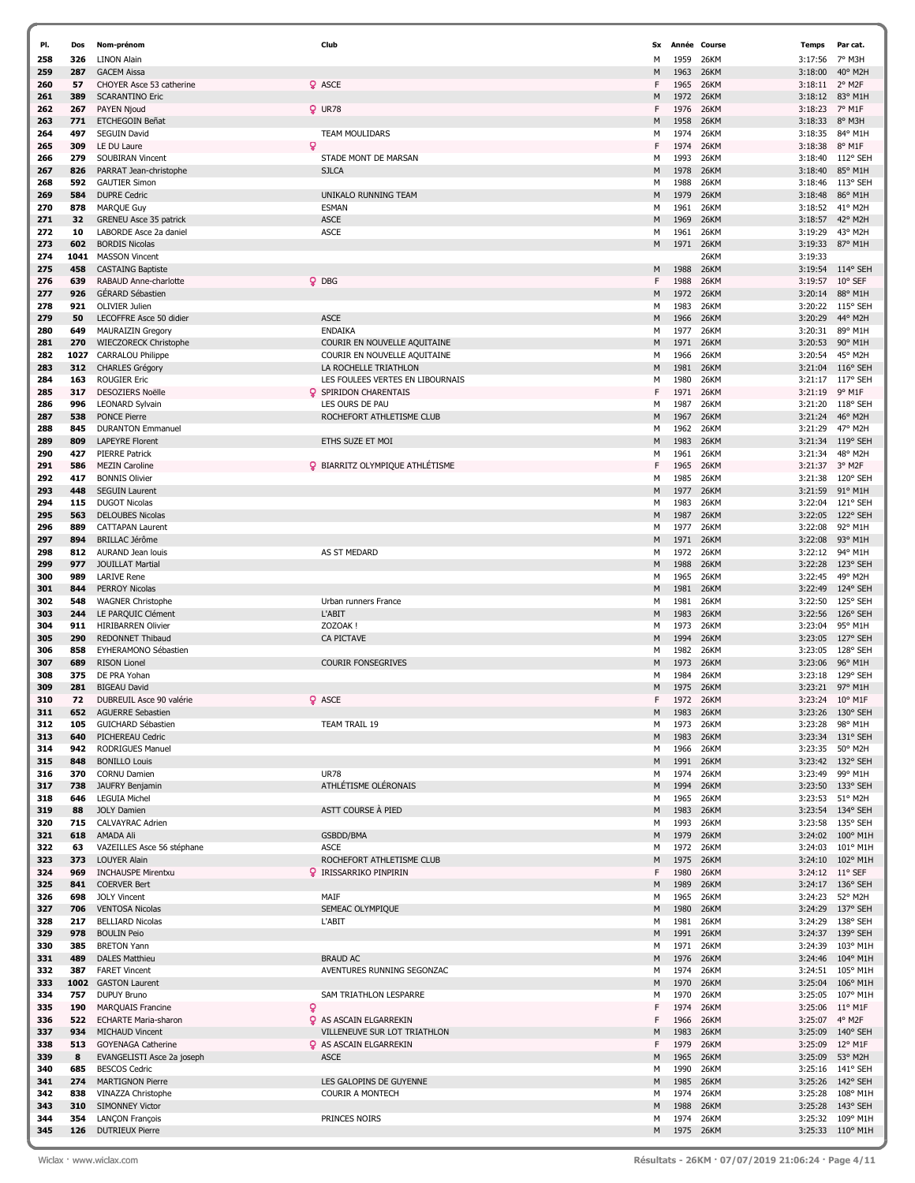| Pl. | Dos | Nom-prénom | Club | Sx | Année | Course | Temps | Par cat. |
|---|---|---|---|---|---|---|---|---|
| 258 | 326 | LINON Alain | | M | 1959 | 26KM | 3:17:56 | 7° M3H |
| 259 | 287 | GACEM Aissa | | M | 1963 | 26KM | 3:18:00 | 40° M2H |
| 260 | 57 | CHOYER Asce 53 catherine | ASCE | F | 1965 | 26KM | 3:18:11 | 2° M2F |
| 261 | 389 | SCARANTINO Eric | | M | 1972 | 26KM | 3:18:12 | 83° M1H |
| 262 | 267 | PAYEN Njoud | UR78 | F | 1976 | 26KM | 3:18:23 | 7° M1F |
| 263 | 771 | ETCHEGOIN Beñat | | M | 1958 | 26KM | 3:18:33 | 8° M3H |
| 264 | 497 | SEGUIN David | TEAM MOULIDARS | M | 1974 | 26KM | 3:18:35 | 84° M1H |
| 265 | 309 | LE DU Laure | | F | 1974 | 26KM | 3:18:38 | 8° M1F |
| 266 | 279 | SOUBIRAN Vincent | STADE MONT DE MARSAN | M | 1993 | 26KM | 3:18:40 | 112° SEH |
| 267 | 826 | PARRAT Jean-christophe | SJLCA | M | 1978 | 26KM | 3:18:40 | 85° M1H |
| 268 | 592 | GAUTIER Simon | | M | 1988 | 26KM | 3:18:46 | 113° SEH |
| 269 | 584 | DUPRE Cedric | UNIKALO RUNNING TEAM | M | 1979 | 26KM | 3:18:48 | 86° M1H |
| 270 | 878 | MARQUE Guy | ESMAN | M | 1961 | 26KM | 3:18:52 | 41° M2H |
| 271 | 32 | GRENEU Asce 35 patrick | ASCE | M | 1969 | 26KM | 3:18:57 | 42° M2H |
| 272 | 10 | LABORDE Asce 2a daniel | ASCE | M | 1961 | 26KM | 3:19:29 | 43° M2H |
| 273 | 602 | BORDIS Nicolas | | M | 1971 | 26KM | 3:19:33 | 87° M1H |
| 274 | 1041 | MASSON Vincent | | | | 26KM | 3:19:33 | |
| 275 | 458 | CASTAING Baptiste | | M | 1988 | 26KM | 3:19:54 | 114° SEH |
| 276 | 639 | RABAUD Anne-charlotte | DBG | F | 1988 | 26KM | 3:19:57 | 10° SEF |
| 277 | 926 | GÉRARD Sébastien | | M | 1972 | 26KM | 3:20:14 | 88° M1H |
| 278 | 921 | OLIVIER Julien | | M | 1983 | 26KM | 3:20:22 | 115° SEH |
| 279 | 50 | LECOFFRE Asce 50 didier | ASCE | M | 1966 | 26KM | 3:20:29 | 44° M2H |
| 280 | 649 | MAURAIZIN Gregory | ENDAIKA | M | 1977 | 26KM | 3:20:31 | 89° M1H |
| 281 | 270 | WIECZORECK Christophe | COURIR EN NOUVELLE AQUITAINE | M | 1971 | 26KM | 3:20:53 | 90° M1H |
| 282 | 1027 | CARRALOU Philippe | COURIR EN NOUVELLE AQUITAINE | M | 1966 | 26KM | 3:20:54 | 45° M2H |
| 283 | 312 | CHARLES Grégory | LA ROCHELLE TRIATHLON | M | 1981 | 26KM | 3:21:04 | 116° SEH |
| 284 | 163 | ROUGIER Eric | LES FOULEES VERTES EN LIBOURNAIS | M | 1980 | 26KM | 3:21:17 | 117° SEH |
| 285 | 317 | DESOZIERS Noëlle | SPIRIDON CHARENTAIS | F | 1971 | 26KM | 3:21:19 | 9° M1F |
| 286 | 996 | LEONARD Sylvain | LES OURS DE PAU | M | 1987 | 26KM | 3:21:20 | 118° SEH |
| 287 | 538 | PONCE Pierre | ROCHEFORT ATHLETISME CLUB | M | 1967 | 26KM | 3:21:24 | 46° M2H |
| 288 | 845 | DURANTON Emmanuel | | M | 1962 | 26KM | 3:21:29 | 47° M2H |
| 289 | 809 | LAPEYRE Florent | ETHS SUZE ET MOI | M | 1983 | 26KM | 3:21:34 | 119° SEH |
| 290 | 427 | PIERRE Patrick | | M | 1961 | 26KM | 3:21:34 | 48° M2H |
| 291 | 586 | MEZIN Caroline | BIARRITZ OLYMPIQUE ATHLÉTISME | F | 1965 | 26KM | 3:21:37 | 3° M2F |
| 292 | 417 | BONNIS Olivier | | M | 1985 | 26KM | 3:21:38 | 120° SEH |
| 293 | 448 | SEGUIN Laurent | | M | 1977 | 26KM | 3:21:59 | 91° M1H |
| 294 | 115 | DUGOT Nicolas | | M | 1983 | 26KM | 3:22:04 | 121° SEH |
| 295 | 563 | DELOUBES Nicolas | | M | 1987 | 26KM | 3:22:05 | 122° SEH |
| 296 | 889 | CATTAPAN Laurent | | M | 1977 | 26KM | 3:22:08 | 92° M1H |
| 297 | 894 | BRILLAC Jérôme | | M | 1971 | 26KM | 3:22:08 | 93° M1H |
| 298 | 812 | AURAND Jean louis | AS ST MEDARD | M | 1972 | 26KM | 3:22:12 | 94° M1H |
| 299 | 977 | JOUILLAT Martial | | M | 1988 | 26KM | 3:22:28 | 123° SEH |
| 300 | 989 | LARIVE Rene | | M | 1965 | 26KM | 3:22:45 | 49° M2H |
| 301 | 844 | PERROY Nicolas | | M | 1981 | 26KM | 3:22:49 | 124° SEH |
| 302 | 548 | WAGNER Christophe | Urban runners France | M | 1981 | 26KM | 3:22:50 | 125° SEH |
| 303 | 244 | LE PARQUIC Clément | L'ABIT | M | 1983 | 26KM | 3:22:56 | 126° SEH |
| 304 | 911 | HIRIBARREN Olivier | ZOZOAK ! | M | 1973 | 26KM | 3:23:04 | 95° M1H |
| 305 | 290 | REDONNET Thibaud | CA PICTAVE | M | 1994 | 26KM | 3:23:05 | 127° SEH |
| 306 | 858 | EYHERAMONO Sébastien | | M | 1982 | 26KM | 3:23:05 | 128° SEH |
| 307 | 689 | RISON Lionel | COURIR FONSEGRIVES | M | 1973 | 26KM | 3:23:06 | 96° M1H |
| 308 | 375 | DE PRA Yohan | | M | 1984 | 26KM | 3:23:18 | 129° SEH |
| 309 | 281 | BIGEAU David | | M | 1975 | 26KM | 3:23:21 | 97° M1H |
| 310 | 72 | DUBREUIL Asce 90 valérie | ASCE | F | 1972 | 26KM | 3:23:24 | 10° M1F |
| 311 | 652 | AGUERRE Sebastien | | M | 1983 | 26KM | 3:23:26 | 130° SEH |
| 312 | 105 | GUICHARD Sébastien | TEAM TRAIL 19 | M | 1973 | 26KM | 3:23:28 | 98° M1H |
| 313 | 640 | PICHEREAU Cedric | | M | 1983 | 26KM | 3:23:34 | 131° SEH |
| 314 | 942 | RODRIGUES Manuel | | M | 1966 | 26KM | 3:23:35 | 50° M2H |
| 315 | 848 | BONILLO Louis | | M | 1991 | 26KM | 3:23:42 | 132° SEH |
| 316 | 370 | CORNU Damien | UR78 | M | 1974 | 26KM | 3:23:49 | 99° M1H |
| 317 | 738 | JAUFRY Benjamin | ATHLÉTISME OLÉRONAIS | M | 1994 | 26KM | 3:23:50 | 133° SEH |
| 318 | 646 | LEGUIA Michel | | M | 1965 | 26KM | 3:23:53 | 51° M2H |
| 319 | 88 | JOLY Damien | ASTT COURSE À PIED | M | 1983 | 26KM | 3:23:54 | 134° SEH |
| 320 | 715 | CALVAYRAC Adrien | | M | 1993 | 26KM | 3:23:58 | 135° SEH |
| 321 | 618 | AMADA Ali | GSBDD/BMA | M | 1979 | 26KM | 3:24:02 | 100° M1H |
| 322 | 63 | VAZEILLES Asce 56 stéphane | ASCE | M | 1972 | 26KM | 3:24:03 | 101° M1H |
| 323 | 373 | LOUYER Alain | ROCHEFORT ATHLETISME CLUB | M | 1975 | 26KM | 3:24:10 | 102° M1H |
| 324 | 969 | INCHAUSPE Mirentxu | IRISSARRIKO PINPIRIN | F | 1980 | 26KM | 3:24:12 | 11° SEF |
| 325 | 841 | COERVER Bert | | M | 1989 | 26KM | 3:24:17 | 136° SEH |
| 326 | 698 | JOLY Vincent | MAIF | M | 1965 | 26KM | 3:24:23 | 52° M2H |
| 327 | 706 | VENTOSA Nicolas | SEMEAC OLYMPIQUE | M | 1980 | 26KM | 3:24:29 | 137° SEH |
| 328 | 217 | BELLIARD Nicolas | L'ABIT | M | 1981 | 26KM | 3:24:29 | 138° SEH |
| 329 | 978 | BOULIN Peio | | M | 1991 | 26KM | 3:24:37 | 139° SEH |
| 330 | 385 | BRETON Yann | | M | 1971 | 26KM | 3:24:39 | 103° M1H |
| 331 | 489 | DALES Matthieu | BRAUD AC | M | 1976 | 26KM | 3:24:46 | 104° M1H |
| 332 | 387 | FARET Vincent | AVENTURES RUNNING SEGONZAC | M | 1974 | 26KM | 3:24:51 | 105° M1H |
| 333 | 1002 | GASTON Laurent | | M | 1970 | 26KM | 3:25:04 | 106° M1H |
| 334 | 757 | DUPUY Bruno | SAM TRIATHLON LESPARRE | M | 1970 | 26KM | 3:25:05 | 107° M1H |
| 335 | 190 | MARQUAIS Francine | | F | 1974 | 26KM | 3:25:06 | 11° M1F |
| 336 | 522 | ECHARTE Maria-sharon | AS ASCAIN ELGARREKIN | F | 1966 | 26KM | 3:25:07 | 4° M2F |
| 337 | 934 | MICHAUD Vincent | VILLENEUVE SUR LOT TRIATHLON | M | 1983 | 26KM | 3:25:09 | 140° SEH |
| 338 | 513 | GOYENAGA Catherine | AS ASCAIN ELGARREKIN | F | 1979 | 26KM | 3:25:09 | 12° M1F |
| 339 | 8 | EVANGELISTI Asce 2a joseph | ASCE | M | 1965 | 26KM | 3:25:09 | 53° M2H |
| 340 | 685 | BESCOS Cedric | | M | 1990 | 26KM | 3:25:16 | 141° SEH |
| 341 | 274 | MARTIGNON Pierre | LES GALOPINS DE GUYENNE | M | 1985 | 26KM | 3:25:26 | 142° SEH |
| 342 | 838 | VINAZZA Christophe | COURIR A MONTECH | M | 1974 | 26KM | 3:25:28 | 108° M1H |
| 343 | 310 | SIMONNEY Victor | | M | 1988 | 26KM | 3:25:28 | 143° SEH |
| 344 | 354 | LANÇON François | PRINCES NOIRS | M | 1974 | 26KM | 3:25:32 | 109° M1H |
| 345 | 126 | DUTRIEUX Pierre | | M | 1975 | 26KM | 3:25:33 | 110° M1H |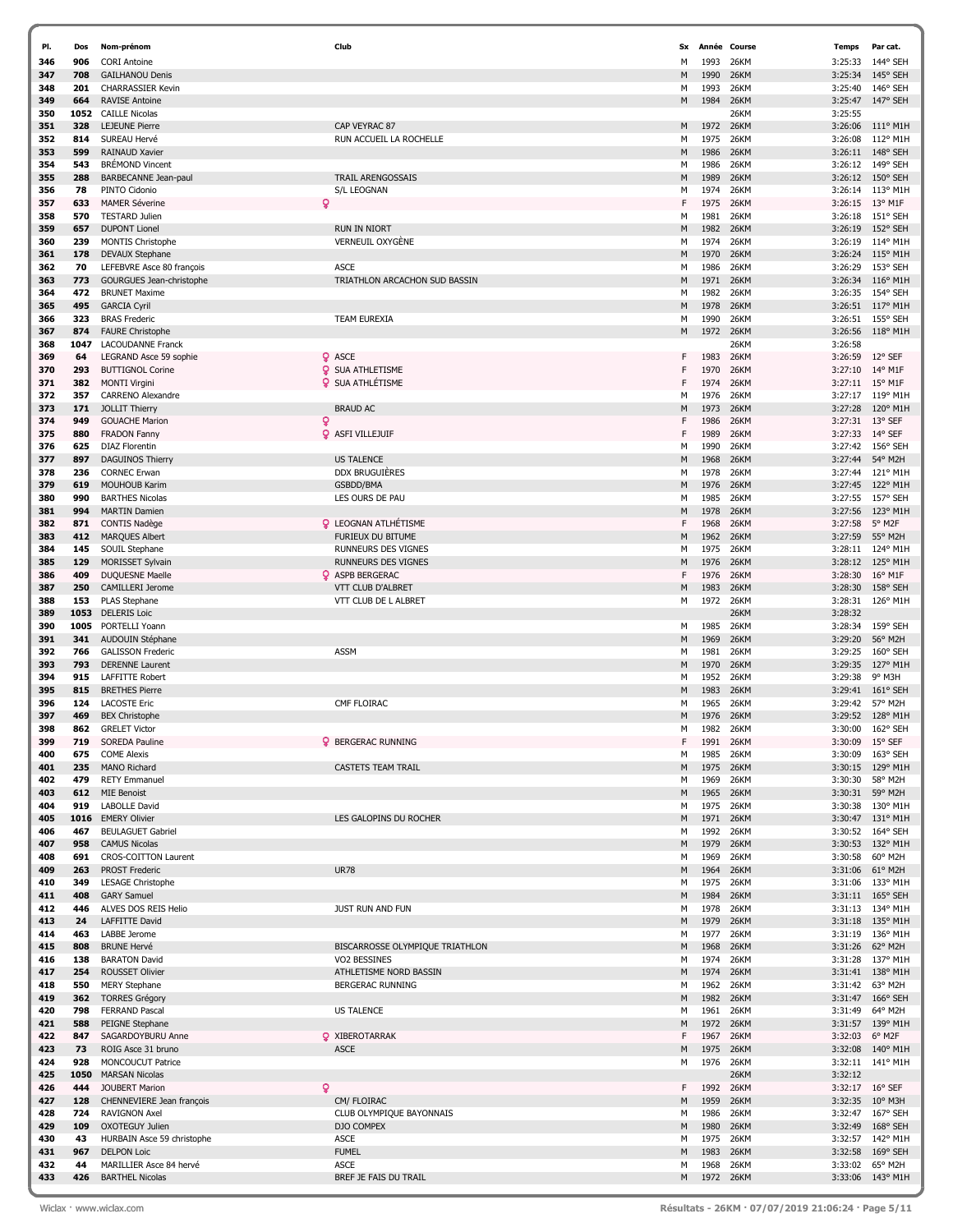| Pl. | Dos | Nom-prénom | Club | Sx | Année | Course | Temps | Par cat. |
|---|---|---|---|---|---|---|---|---|
| 346 | 906 | CORI Antoine | | M | 1993 | 26KM | 3:25:33 | 144° SEH |
| 347 | 708 | GAILHANOU Denis | | M | 1990 | 26KM | 3:25:34 | 145° SEH |
| 348 | 201 | CHARRASSIER Kevin | | M | 1993 | 26KM | 3:25:40 | 146° SEH |
| 349 | 664 | RAVISE Antoine | | M | 1984 | 26KM | 3:25:47 | 147° SEH |
| 350 | 1052 | CAILLE Nicolas | | | | 26KM | 3:25:55 | |
| 351 | 328 | LEJEUNE Pierre | CAP VEYRAC 87 | M | 1972 | 26KM | 3:26:06 | 111° M1H |
| 352 | 814 | SUREAU Hervé | RUN ACCUEIL LA ROCHELLE | M | 1975 | 26KM | 3:26:08 | 112° M1H |
| 353 | 599 | RAINAUD Xavier | | M | 1986 | 26KM | 3:26:11 | 148° SEH |
| 354 | 543 | BRÉMOND Vincent | | M | 1986 | 26KM | 3:26:12 | 149° SEH |
| 355 | 288 | BARBECANNE Jean-paul | TRAIL ARENGOSSAIS | M | 1989 | 26KM | 3:26:12 | 150° SEH |
| 356 | 78 | PINTO Cidonio | S/L LEOGNAN | M | 1974 | 26KM | 3:26:14 | 113° M1H |
| 357 | 633 | MAMER Séverine | | F | 1975 | 26KM | 3:26:15 | 13° M1F |
| 358 | 570 | TESTARD Julien | | M | 1981 | 26KM | 3:26:18 | 151° SEH |
| 359 | 657 | DUPONT Lionel | RUN IN NIORT | M | 1982 | 26KM | 3:26:19 | 152° SEH |
| 360 | 239 | MONTIS Christophe | VERNEUIL OXYGÈNE | M | 1974 | 26KM | 3:26:19 | 114° M1H |
| 361 | 178 | DEVAUX Stephane | | M | 1970 | 26KM | 3:26:24 | 115° M1H |
| 362 | 70 | LEFEBVRE Asce 80 françois | ASCE | M | 1986 | 26KM | 3:26:29 | 153° SEH |
| 363 | 773 | GOURGUES Jean-christophe | TRIATHLON ARCACHON SUD BASSIN | M | 1971 | 26KM | 3:26:34 | 116° M1H |
| 364 | 472 | BRUNET Maxime | | M | 1982 | 26KM | 3:26:35 | 154° SEH |
| 365 | 495 | GARCIA Cyril | | M | 1978 | 26KM | 3:26:51 | 117° M1H |
| 366 | 323 | BRAS Frederic | TEAM EUREXIA | M | 1990 | 26KM | 3:26:51 | 155° SEH |
| 367 | 874 | FAURE Christophe | | M | 1972 | 26KM | 3:26:56 | 118° M1H |
| 368 | 1047 | LACOUDANNE Franck | | | | 26KM | 3:26:58 | |
| 369 | 64 | LEGRAND Asce 59 sophie | ASCE | F | 1983 | 26KM | 3:26:59 | 12° SEF |
| 370 | 293 | BUTTIGNOL Corine | SUA ATHLETISME | F | 1970 | 26KM | 3:27:10 | 14° M1F |
| 371 | 382 | MONTI Virgini | SUA ATHLÉTISME | F | 1974 | 26KM | 3:27:11 | 15° M1F |
| 372 | 357 | CARRENO Alexandre | | M | 1976 | 26KM | 3:27:17 | 119° M1H |
| 373 | 171 | JOLLIT Thierry | BRAUD AC | M | 1973 | 26KM | 3:27:28 | 120° M1H |
| 374 | 949 | GOUACHE Marion | | F | 1986 | 26KM | 3:27:31 | 13° SEF |
| 375 | 880 | FRADON Fanny | ASFI VILLEJUIF | F | 1989 | 26KM | 3:27:33 | 14° SEF |
| 376 | 625 | DIAZ Florentin | | M | 1990 | 26KM | 3:27:42 | 156° SEH |
| 377 | 897 | DAGUINOS Thierry | US TALENCE | M | 1968 | 26KM | 3:27:44 | 54° M2H |
| 378 | 236 | CORNEC Erwan | DDX BRUGUIÈRES | M | 1978 | 26KM | 3:27:44 | 121° M1H |
| 379 | 619 | MOUHOUB Karim | GSBDD/BMA | M | 1976 | 26KM | 3:27:45 | 122° M1H |
| 380 | 990 | BARTHES Nicolas | LES OURS DE PAU | M | 1985 | 26KM | 3:27:55 | 157° SEH |
| 381 | 994 | MARTIN Damien | | M | 1978 | 26KM | 3:27:56 | 123° M1H |
| 382 | 871 | CONTIS Nadège | LEOGNAN ATHLÉTISME | F | 1968 | 26KM | 3:27:58 | 5° M2F |
| 383 | 412 | MARQUES Albert | FURIEUX DU BITUME | M | 1962 | 26KM | 3:27:59 | 55° M2H |
| 384 | 145 | SOUIL Stephane | RUNNEURS DES VIGNES | M | 1975 | 26KM | 3:28:11 | 124° M1H |
| 385 | 129 | MORISSET Sylvain | RUNNEURS DES VIGNES | M | 1976 | 26KM | 3:28:12 | 125° M1H |
| 386 | 409 | DUQUESNE Maelle | ASPB BERGERAC | F | 1976 | 26KM | 3:28:30 | 16° M1F |
| 387 | 250 | CAMILLERI Jerome | VTT CLUB D'ALBRET | M | 1983 | 26KM | 3:28:30 | 158° SEH |
| 388 | 153 | PLAS Stephane | VTT CLUB DE L ALBRET | M | 1972 | 26KM | 3:28:31 | 126° M1H |
| 389 | 1053 | DELERIS Loic | | | | 26KM | 3:28:32 | |
| 390 | 1005 | PORTELLI Yoann | | M | 1985 | 26KM | 3:28:34 | 159° SEH |
| 391 | 341 | AUDOUIN Stéphane | | M | 1969 | 26KM | 3:29:20 | 56° M2H |
| 392 | 766 | GALISSON Frederic | ASSM | M | 1981 | 26KM | 3:29:25 | 160° SEH |
| 393 | 793 | DERENNE Laurent | | M | 1970 | 26KM | 3:29:35 | 127° M1H |
| 394 | 915 | LAFFITTE Robert | | M | 1952 | 26KM | 3:29:38 | 9° M3H |
| 395 | 815 | BRETHES Pierre | | M | 1983 | 26KM | 3:29:41 | 161° SEH |
| 396 | 124 | LACOSTE Eric | CMF FLOIRAC | M | 1965 | 26KM | 3:29:42 | 57° M2H |
| 397 | 469 | BEX Christophe | | M | 1976 | 26KM | 3:29:52 | 128° M1H |
| 398 | 862 | GRELET Victor | | M | 1982 | 26KM | 3:30:00 | 162° SEH |
| 399 | 719 | SOREDA Pauline | BERGERAC RUNNING | F | 1991 | 26KM | 3:30:09 | 15° SEF |
| 400 | 675 | COME Alexis | | M | 1985 | 26KM | 3:30:09 | 163° SEH |
| 401 | 235 | MANO Richard | CASTETS TEAM TRAIL | M | 1975 | 26KM | 3:30:15 | 129° M1H |
| 402 | 479 | RETY Emmanuel | | M | 1969 | 26KM | 3:30:30 | 58° M2H |
| 403 | 612 | MIE Benoist | | M | 1965 | 26KM | 3:30:31 | 59° M2H |
| 404 | 919 | LABOLLE David | | M | 1975 | 26KM | 3:30:38 | 130° M1H |
| 405 | 1016 | EMERY Olivier | LES GALOPINS DU ROCHER | M | 1971 | 26KM | 3:30:47 | 131° M1H |
| 406 | 467 | BEULAGUET Gabriel | | M | 1992 | 26KM | 3:30:52 | 164° SEH |
| 407 | 958 | CAMUS Nicolas | | M | 1979 | 26KM | 3:30:53 | 132° M1H |
| 408 | 691 | CROS-COITTON Laurent | | M | 1969 | 26KM | 3:30:58 | 60° M2H |
| 409 | 263 | PROST Frederic | UR78 | M | 1964 | 26KM | 3:31:06 | 61° M2H |
| 410 | 349 | LESAGE Christophe | | M | 1975 | 26KM | 3:31:06 | 133° M1H |
| 411 | 408 | GARY Samuel | | M | 1984 | 26KM | 3:31:11 | 165° SEH |
| 412 | 446 | ALVES DOS REIS Helio | JUST RUN AND FUN | M | 1978 | 26KM | 3:31:13 | 134° M1H |
| 413 | 24 | LAFFITTE David | | M | 1979 | 26KM | 3:31:18 | 135° M1H |
| 414 | 463 | LABBE Jerome | | M | 1977 | 26KM | 3:31:19 | 136° M1H |
| 415 | 808 | BRUNE Hervé | BISCARROSSE OLYMPIQUE TRIATHLON | M | 1968 | 26KM | 3:31:26 | 62° M2H |
| 416 | 138 | BARATON David | VO2 BESSINES | M | 1974 | 26KM | 3:31:28 | 137° M1H |
| 417 | 254 | ROUSSET Olivier | ATHLETISME NORD BASSIN | M | 1974 | 26KM | 3:31:41 | 138° M1H |
| 418 | 550 | MERY Stephane | BERGERAC RUNNING | M | 1962 | 26KM | 3:31:42 | 63° M2H |
| 419 | 362 | TORRES Grégory | | M | 1982 | 26KM | 3:31:47 | 166° SEH |
| 420 | 798 | FERRAND Pascal | US TALENCE | M | 1961 | 26KM | 3:31:49 | 64° M2H |
| 421 | 588 | PEIGNE Stephane | | M | 1972 | 26KM | 3:31:57 | 139° M1H |
| 422 | 847 | SAGARDOYBURU Anne | XIBEROTARRAK | F | 1967 | 26KM | 3:32:03 | 6° M2F |
| 423 | 73 | ROIG Asce 31 bruno | ASCE | M | 1975 | 26KM | 3:32:08 | 140° M1H |
| 424 | 928 | MONCOUCUT Patrice | | M | 1976 | 26KM | 3:32:11 | 141° M1H |
| 425 | 1050 | MARSAN Nicolas | | | | 26KM | 3:32:12 | |
| 426 | 444 | JOUBERT Marion | | F | 1992 | 26KM | 3:32:17 | 16° SEF |
| 427 | 128 | CHENNEVIERE Jean françois | CM/ FLOIRAC | M | 1959 | 26KM | 3:32:35 | 10° M3H |
| 428 | 724 | RAVIGNON Axel | CLUB OLYMPIQUE BAYONNAIS | M | 1986 | 26KM | 3:32:47 | 167° SEH |
| 429 | 109 | OXOTEGUY Julien | DJO COMPEX | M | 1980 | 26KM | 3:32:49 | 168° SEH |
| 430 | 43 | HURBAIN Asce 59 christophe | ASCE | M | 1975 | 26KM | 3:32:57 | 142° M1H |
| 431 | 967 | DELPON Loic | FUMEL | M | 1983 | 26KM | 3:32:58 | 169° SEH |
| 432 | 44 | MARILLIER Asce 84 hervé | ASCE | M | 1968 | 26KM | 3:33:02 | 65° M2H |
| 433 | 426 | BARTHEL Nicolas | BREF JE FAIS DU TRAIL | M | 1972 | 26KM | 3:33:06 | 143° M1H |

Wiclax · www.wiclax.com — Résultats - 26KM · 07/07/2019 21:06:24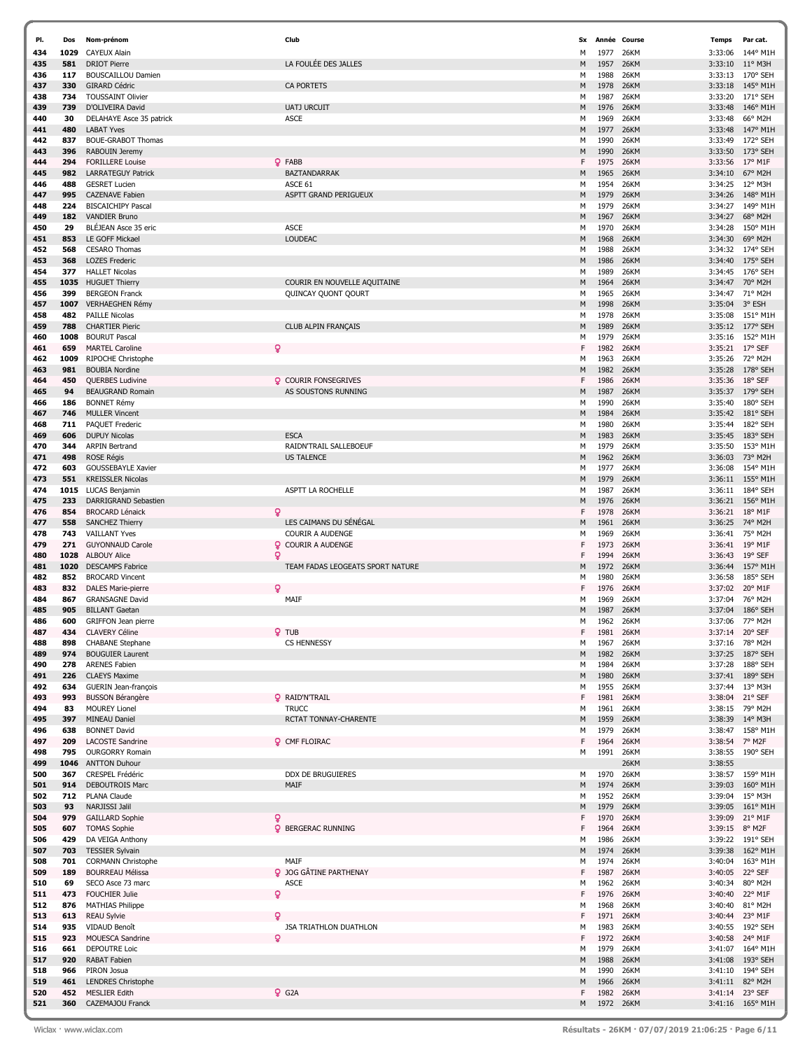| Pl. | Dos | Nom-prénom | Club | Sx | Année | Course | Temps | Par cat. |
|---|---|---|---|---|---|---|---|---|
| 434 | 1029 | CAYEUX Alain | | M | 1977 | 26KM | 3:33:06 | 144° M1H |
| 435 | 581 | DRIOT Pierre | LA FOULÉE DES JALLES | M | 1957 | 26KM | 3:33:10 | 11° M3H |
| 436 | 117 | BOUSCAILLOU Damien | | M | 1988 | 26KM | 3:33:13 | 170° SEH |
| 437 | 330 | GIRARD Cédric | CA PORTETS | M | 1978 | 26KM | 3:33:18 | 145° M1H |
| 438 | 734 | TOUSSAINT Olivier | | M | 1987 | 26KM | 3:33:20 | 171° SEH |
| 439 | 739 | D'OLIVEIRA David | UATJ URCUIT | M | 1976 | 26KM | 3:33:48 | 146° M1H |
| 440 | 30 | DELAHAYE Asce 35 patrick | ASCE | M | 1969 | 26KM | 3:33:48 | 66° M2H |
| 441 | 480 | LABAT Yves | | M | 1977 | 26KM | 3:33:48 | 147° M1H |
| 442 | 837 | BOUE-GRABOT Thomas | | M | 1990 | 26KM | 3:33:49 | 172° SEH |
| 443 | 396 | RABOUIN Jeremy | | M | 1990 | 26KM | 3:33:50 | 173° SEH |
| 444 | 294 | FORILLERE Louise | ♀ FABB | F | 1975 | 26KM | 3:33:56 | 17° M1F |
| 445 | 982 | LARRATEGUY Patrick | BAZTANDARRAK | M | 1965 | 26KM | 3:34:10 | 67° M2H |
| 446 | 488 | GESRET Lucien | ASCE 61 | M | 1954 | 26KM | 3:34:25 | 12° M3H |
| 447 | 995 | CAZENAVE Fabien | ASPTT GRAND PERIGUEUX | M | 1979 | 26KM | 3:34:26 | 148° M1H |
| 448 | 224 | BISCAICHIPY Pascal | | M | 1979 | 26KM | 3:34:27 | 149° M1H |
| 449 | 182 | VANDIER Bruno | | M | 1967 | 26KM | 3:34:27 | 68° M2H |
| 450 | 29 | BLÉJEAN Asce 35 eric | ASCE | M | 1970 | 26KM | 3:34:28 | 150° M1H |
| 451 | 853 | LE GOFF Mickael | LOUDEAC | M | 1968 | 26KM | 3:34:30 | 69° M2H |
| 452 | 568 | CESARO Thomas | | M | 1988 | 26KM | 3:34:32 | 174° SEH |
| 453 | 368 | LOZES Frederic | | M | 1986 | 26KM | 3:34:40 | 175° SEH |
| 454 | 377 | HALLET Nicolas | | M | 1989 | 26KM | 3:34:45 | 176° SEH |
| 455 | 1035 | HUGUET Thierry | COURIR EN NOUVELLE AQUITAINE | M | 1964 | 26KM | 3:34:47 | 70° M2H |
| 456 | 399 | BERGEON Franck | QUINCAY QUONT QOURT | M | 1965 | 26KM | 3:34:47 | 71° M2H |
| 457 | 1007 | VERHAEGHEN Rémy | | M | 1998 | 26KM | 3:35:04 | 3° ESH |
| 458 | 482 | PAILLE Nicolas | | M | 1978 | 26KM | 3:35:08 | 151° M1H |
| 459 | 788 | CHARTIER Pieric | CLUB ALPIN FRANÇAIS | M | 1989 | 26KM | 3:35:12 | 177° SEH |
| 460 | 1008 | BOURUT Pascal | | M | 1979 | 26KM | 3:35:16 | 152° M1H |
| 461 | 659 | MARTEL Caroline | ♀ | F | 1982 | 26KM | 3:35:21 | 17° SEF |
| 462 | 1009 | RIPOCHE Christophe | | M | 1963 | 26KM | 3:35:26 | 72° M2H |
| 463 | 981 | BOUBIA Nordine | | M | 1982 | 26KM | 3:35:28 | 178° SEH |
| 464 | 450 | QUERBES Ludivine | ♀ COURIR FONSEGRIVES | F | 1986 | 26KM | 3:35:36 | 18° SEF |
| 465 | 94 | BEAUGRAND Romain | AS SOUSTONS RUNNING | M | 1987 | 26KM | 3:35:37 | 179° SEH |
| 466 | 186 | BONNET Rémy | | M | 1990 | 26KM | 3:35:40 | 180° SEH |
| 467 | 746 | MULLER Vincent | | M | 1984 | 26KM | 3:35:42 | 181° SEH |
| 468 | 711 | PAQUET Frederic | | M | 1980 | 26KM | 3:35:44 | 182° SEH |
| 469 | 606 | DUPUY Nicolas | ESCA | M | 1983 | 26KM | 3:35:45 | 183° SEH |
| 470 | 344 | ARPIN Bertrand | RAIDN'TRAIL SALLEBOEUF | M | 1979 | 26KM | 3:35:50 | 153° M1H |
| 471 | 498 | ROSE Régis | US TALENCE | M | 1962 | 26KM | 3:36:03 | 73° M2H |
| 472 | 603 | GOUSSEBAYLE Xavier | | M | 1977 | 26KM | 3:36:08 | 154° M1H |
| 473 | 551 | KREISSLER Nicolas | | M | 1979 | 26KM | 3:36:11 | 155° M1H |
| 474 | 1015 | LUCAS Benjamin | ASPTT LA ROCHELLE | M | 1987 | 26KM | 3:36:11 | 184° SEH |
| 475 | 233 | DARRIGRAND Sebastien | | M | 1976 | 26KM | 3:36:21 | 156° M1H |
| 476 | 854 | BROCARD Lénaick | ♀ | F | 1978 | 26KM | 3:36:21 | 18° M1F |
| 477 | 558 | SANCHEZ Thierry | LES CAIMANS DU SÉNÉGAL | M | 1961 | 26KM | 3:36:25 | 74° M2H |
| 478 | 743 | VAILLANT Yves | COURIR A AUDENGE | M | 1969 | 26KM | 3:36:41 | 75° M2H |
| 479 | 271 | GUYONNAUD Carole | ♀ COURIR A AUDENGE | F | 1973 | 26KM | 3:36:41 | 19° M1F |
| 480 | 1028 | ALBOUY Alice | ♀ | F | 1994 | 26KM | 3:36:43 | 19° SEF |
| 481 | 1020 | DESCAMPS Fabrice | TEAM FADAS LEOGEATS SPORT NATURE | M | 1972 | 26KM | 3:36:44 | 157° M1H |
| 482 | 852 | BROCARD Vincent | | M | 1980 | 26KM | 3:36:58 | 185° SEH |
| 483 | 832 | DALES Marie-pierre | ♀ | F | 1976 | 26KM | 3:37:02 | 20° M1F |
| 484 | 867 | GRANSAGNE David | MAIF | M | 1969 | 26KM | 3:37:04 | 76° M2H |
| 485 | 905 | BILLANT Gaetan | | M | 1987 | 26KM | 3:37:04 | 186° SEH |
| 486 | 600 | GRIFFON Jean pierre | | M | 1962 | 26KM | 3:37:06 | 77° M2H |
| 487 | 434 | CLAVERY Céline | ♀ TUB | F | 1981 | 26KM | 3:37:14 | 20° SEF |
| 488 | 898 | CHABANE Stephane | CS HENNESSY | M | 1967 | 26KM | 3:37:16 | 78° M2H |
| 489 | 974 | BOUGUIER Laurent | | M | 1982 | 26KM | 3:37:25 | 187° SEH |
| 490 | 278 | ARENES Fabien | | M | 1984 | 26KM | 3:37:28 | 188° SEH |
| 491 | 226 | CLAEYS Maxime | | M | 1980 | 26KM | 3:37:41 | 189° SEH |
| 492 | 634 | GUERIN Jean-françois | | M | 1955 | 26KM | 3:37:44 | 13° M3H |
| 493 | 993 | BUSSON Bérangère | ♀ RAID'N'TRAIL | F | 1981 | 26KM | 3:38:04 | 21° SEF |
| 494 | 83 | MOUREY Lionel | TRUCC | M | 1961 | 26KM | 3:38:15 | 79° M2H |
| 495 | 397 | MINEAU Daniel | RCTAT TONNAY-CHARENTE | M | 1959 | 26KM | 3:38:39 | 14° M3H |
| 496 | 638 | BONNET David | | M | 1979 | 26KM | 3:38:47 | 158° M1H |
| 497 | 209 | LACOSTE Sandrine | ♀ CMF FLOIRAC | F | 1964 | 26KM | 3:38:54 | 7° M2F |
| 498 | 795 | OURGORRY Romain | | M | 1991 | 26KM | 3:38:55 | 190° SEH |
| 499 | 1046 | ANTTON Duhour | | | | 26KM | 3:38:55 | |
| 500 | 367 | CRESPEL Frédéric | DDX DE BRUGUIERES | M | 1970 | 26KM | 3:38:57 | 159° M1H |
| 501 | 914 | DEBOUTROIS Marc | MAIF | M | 1974 | 26KM | 3:39:03 | 160° M1H |
| 502 | 712 | PLANA Claude | | M | 1952 | 26KM | 3:39:04 | 15° M3H |
| 503 | 93 | NARJISSI Jalil | | M | 1979 | 26KM | 3:39:05 | 161° M1H |
| 504 | 979 | GAILLARD Sophie | ♀ | F | 1970 | 26KM | 3:39:09 | 21° M1F |
| 505 | 607 | TOMAS Sophie | ♀ BERGERAC RUNNING | F | 1964 | 26KM | 3:39:15 | 8° M2F |
| 506 | 429 | DA VEIGA Anthony | | M | 1986 | 26KM | 3:39:22 | 191° SEH |
| 507 | 703 | TESSIER Sylvain | | M | 1974 | 26KM | 3:39:38 | 162° M1H |
| 508 | 701 | CORMANN Christophe | MAIF | M | 1974 | 26KM | 3:40:04 | 163° M1H |
| 509 | 189 | BOURREAU Mélissa | ♀ JOG GÂTINE PARTHENAY | F | 1987 | 26KM | 3:40:05 | 22° SEF |
| 510 | 69 | SECO Asce 73 marc | ASCE | M | 1962 | 26KM | 3:40:34 | 80° M2H |
| 511 | 473 | FOUCHIER Julie | ♀ | F | 1976 | 26KM | 3:40:40 | 22° M1F |
| 512 | 876 | MATHIAS Philippe | | M | 1968 | 26KM | 3:40:40 | 81° M2H |
| 513 | 613 | REAU Sylvie | ♀ | F | 1971 | 26KM | 3:40:44 | 23° M1F |
| 514 | 935 | VIDAUD Benoît | JSA TRIATHLON DUATHLON | M | 1983 | 26KM | 3:40:55 | 192° SEH |
| 515 | 923 | MOUESCA Sandrine | ♀ | F | 1972 | 26KM | 3:40:58 | 24° M1F |
| 516 | 661 | DEPOUTRE Loic | | M | 1979 | 26KM | 3:41:07 | 164° M1H |
| 517 | 920 | RABAT Fabien | | M | 1988 | 26KM | 3:41:08 | 193° SEH |
| 518 | 966 | PIRON Josua | | M | 1990 | 26KM | 3:41:10 | 194° SEH |
| 519 | 461 | LENDRES Christophe | | M | 1966 | 26KM | 3:41:11 | 82° M2H |
| 520 | 452 | MESLIER Edith | ♀ G2A | F | 1982 | 26KM | 3:41:14 | 23° SEF |
| 521 | 360 | CAZEMAJOU Franck | | M | 1972 | 26KM | 3:41:16 | 165° M1H |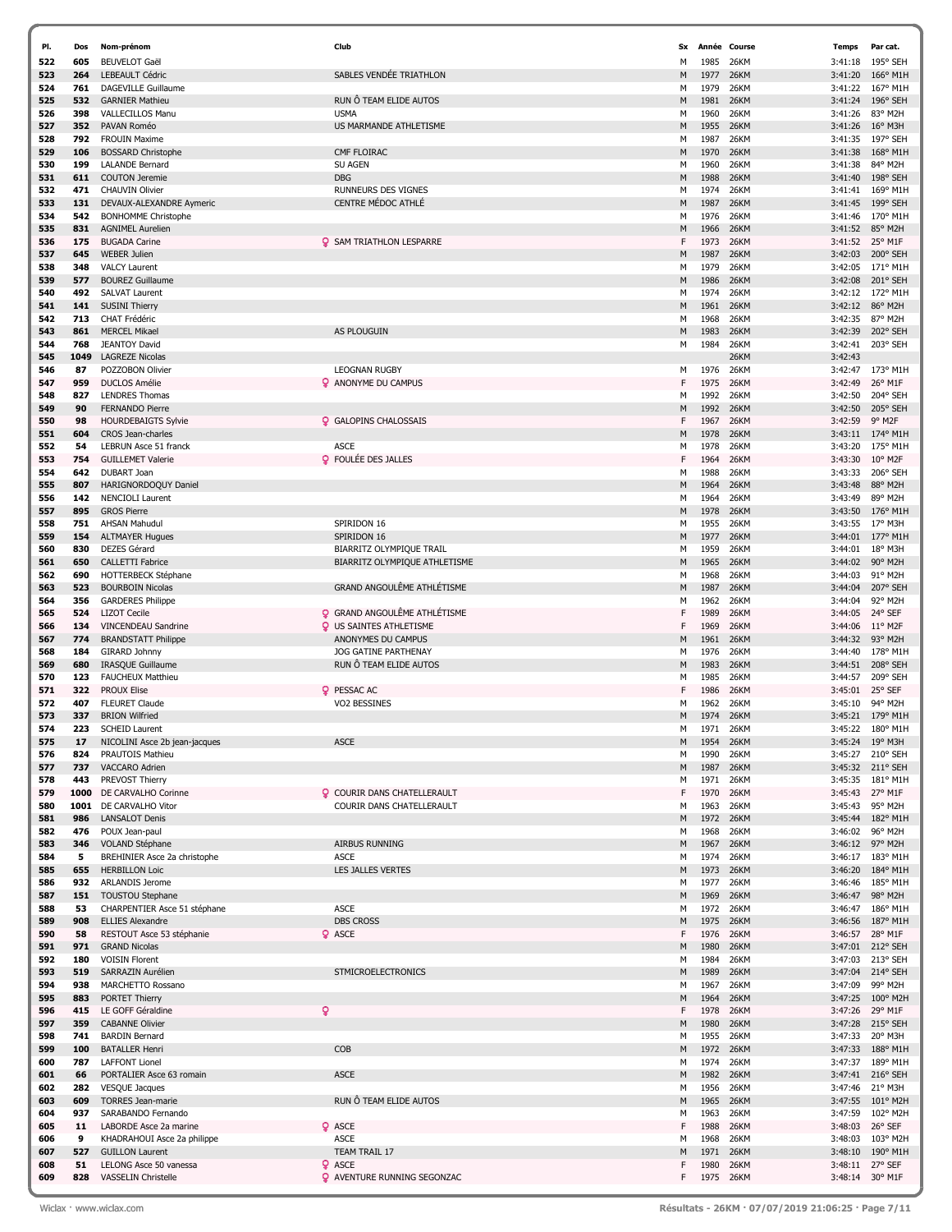| Pl. | Dos | Nom-prénom | Club | Sx | Année | Course | Temps | Par cat. |
|---|---|---|---|---|---|---|---|---|
| 522 | 605 | BEUVELOT Gaël | | M | 1985 | 26KM | 3:41:18 | 195° SEH |
| 523 | 264 | LEBEAULT Cédric | SABLES VENDÉE TRIATHLON | M | 1977 | 26KM | 3:41:20 | 166° M1H |
| 524 | 761 | DAGEVILLE Guillaume | | M | 1979 | 26KM | 3:41:22 | 167° M1H |
| 525 | 532 | GARNIER Mathieu | RUN Ô TEAM ELIDE AUTOS | M | 1981 | 26KM | 3:41:24 | 196° SEH |
| 526 | 398 | VALLECILLOS Manu | USMA | M | 1960 | 26KM | 3:41:26 | 83° M2H |
| 527 | 352 | PAVAN Roméo | US MARMANDE ATHLETISME | M | 1955 | 26KM | 3:41:26 | 16° M3H |
| 528 | 792 | FROUIN Maxime | | M | 1987 | 26KM | 3:41:35 | 197° SEH |
| 529 | 106 | BOSSARD Christophe | CMF FLOIRAC | M | 1970 | 26KM | 3:41:38 | 168° M1H |
| 530 | 199 | LALANDE Bernard | SU AGEN | M | 1960 | 26KM | 3:41:38 | 84° M2H |
| 531 | 611 | COUTON Jeremie | DBG | M | 1988 | 26KM | 3:41:40 | 198° SEH |
| 532 | 471 | CHAUVIN Olivier | RUNNEURS DES VIGNES | M | 1974 | 26KM | 3:41:41 | 169° M1H |
| 533 | 131 | DEVAUX-ALEXANDRE Aymeric | CENTRE MÉDOC ATHLÉ | M | 1987 | 26KM | 3:41:45 | 199° SEH |
| 534 | 542 | BONHOMME Christophe | | M | 1976 | 26KM | 3:41:46 | 170° M1H |
| 535 | 831 | AGNIMEL Aurelien | | M | 1966 | 26KM | 3:41:52 | 85° M2H |
| 536 | 175 | BUGADA Carine | ♀ SAM TRIATHLON LESPARRE | F | 1973 | 26KM | 3:41:52 | 25° M1F |
| 537 | 645 | WEBER Julien | | M | 1987 | 26KM | 3:42:03 | 200° SEH |
| 538 | 348 | VALCY Laurent | | M | 1979 | 26KM | 3:42:05 | 171° M1H |
| 539 | 577 | BOUREZ Guillaume | | M | 1986 | 26KM | 3:42:08 | 201° SEH |
| 540 | 492 | SALVAT Laurent | | M | 1974 | 26KM | 3:42:12 | 172° M1H |
| 541 | 141 | SUSINI Thierry | | M | 1961 | 26KM | 3:42:12 | 86° M2H |
| 542 | 713 | CHAT Frédéric | | M | 1968 | 26KM | 3:42:35 | 87° M2H |
| 543 | 861 | MERCEL Mikael | AS PLOUGUIN | M | 1983 | 26KM | 3:42:39 | 202° SEH |
| 544 | 768 | JEANTOY David | | M | 1984 | 26KM | 3:42:41 | 203° SEH |
| 545 | 1049 | LAGREZE Nicolas | | | | 26KM | 3:42:43 | |
| 546 | 87 | POZZOBON Olivier | LEOGNAN RUGBY | M | 1976 | 26KM | 3:42:47 | 173° M1H |
| 547 | 959 | DUCLOS Amélie | ♀ ANONYME DU CAMPUS | F | 1975 | 26KM | 3:42:49 | 26° M1F |
| 548 | 827 | LENDRES Thomas | | M | 1992 | 26KM | 3:42:50 | 204° SEH |
| 549 | 90 | FERNANDO Pierre | | M | 1992 | 26KM | 3:42:50 | 205° SEH |
| 550 | 98 | HOURDEBAIGTS Sylvie | ♀ GALOPINS CHALOSSAIS | F | 1967 | 26KM | 3:42:59 | 9° M2F |
| 551 | 604 | CROS Jean-charles | | M | 1978 | 26KM | 3:43:11 | 174° M1H |
| 552 | 54 | LEBRUN Asce 51 franck | ASCE | M | 1978 | 26KM | 3:43:20 | 175° M1H |
| 553 | 754 | GUILLEMET Valerie | ♀ FOULÉE DES JALLES | F | 1964 | 26KM | 3:43:30 | 10° M2F |
| 554 | 642 | DUBART Joan | | M | 1988 | 26KM | 3:43:33 | 206° SEH |
| 555 | 807 | HARIGNORDOQUY Daniel | | M | 1964 | 26KM | 3:43:48 | 88° M2H |
| 556 | 142 | NENCIOLI Laurent | | M | 1964 | 26KM | 3:43:49 | 89° M2H |
| 557 | 895 | GROS Pierre | | M | 1978 | 26KM | 3:43:50 | 176° M1H |
| 558 | 751 | AHSAN Mahudul | SPIRIDON 16 | M | 1955 | 26KM | 3:43:55 | 17° M3H |
| 559 | 154 | ALTMAYER Hugues | SPIRIDON 16 | M | 1977 | 26KM | 3:44:01 | 177° M1H |
| 560 | 830 | DEZES Gérard | BIARRITZ OLYMPIQUE TRAIL | M | 1959 | 26KM | 3:44:01 | 18° M3H |
| 561 | 650 | CALLETTI Fabrice | BIARRITZ OLYMPIQUE ATHLETISME | M | 1965 | 26KM | 3:44:02 | 90° M2H |
| 562 | 690 | HOTTERBECK Stéphane | | M | 1968 | 26KM | 3:44:03 | 91° M2H |
| 563 | 523 | BOURBOIN Nicolas | GRAND ANGOULÊME ATHLÉTISME | M | 1987 | 26KM | 3:44:04 | 207° SEH |
| 564 | 356 | GARDERES Philippe | | M | 1962 | 26KM | 3:44:04 | 92° M2H |
| 565 | 524 | LIZOT Cecile | ♀ GRAND ANGOULÊME ATHLÉTISME | F | 1989 | 26KM | 3:44:05 | 24° SEF |
| 566 | 134 | VINCENDEAU Sandrine | ♀ US SAINTES ATHLETISME | F | 1969 | 26KM | 3:44:06 | 11° M2F |
| 567 | 774 | BRANDSTATT Philippe | ANONYMES DU CAMPUS | M | 1961 | 26KM | 3:44:32 | 93° M2H |
| 568 | 184 | GIRARD Johnny | JOG GATINE PARTHENAY | M | 1976 | 26KM | 3:44:40 | 178° M1H |
| 569 | 680 | IRASQUE Guillaume | RUN Ô TEAM ELIDE AUTOS | M | 1983 | 26KM | 3:44:51 | 208° SEH |
| 570 | 123 | FAUCHEUX Matthieu | | M | 1985 | 26KM | 3:44:57 | 209° SEH |
| 571 | 322 | PROUX Elise | ♀ PESSAC AC | F | 1986 | 26KM | 3:45:01 | 25° SEF |
| 572 | 407 | FLEURET Claude | VO2 BESSINES | M | 1962 | 26KM | 3:45:10 | 94° M2H |
| 573 | 337 | BRION Wilfried | | M | 1974 | 26KM | 3:45:21 | 179° M1H |
| 574 | 223 | SCHEID Laurent | | M | 1971 | 26KM | 3:45:22 | 180° M1H |
| 575 | 17 | NICOLINI Asce 2b jean-jacques | ASCE | M | 1954 | 26KM | 3:45:24 | 19° M3H |
| 576 | 824 | PRAUTOIS Mathieu | | M | 1990 | 26KM | 3:45:27 | 210° SEH |
| 577 | 737 | VACCARO Adrien | | M | 1987 | 26KM | 3:45:32 | 211° SEH |
| 578 | 443 | PREVOST Thierry | | M | 1971 | 26KM | 3:45:35 | 181° M1H |
| 579 | 1000 | DE CARVALHO Corinne | ♀ COURIR DANS CHATELLERAULT | F | 1970 | 26KM | 3:45:43 | 27° M1F |
| 580 | 1001 | DE CARVALHO Vitor | COURIR DANS CHATELLERAULT | M | 1963 | 26KM | 3:45:43 | 95° M2H |
| 581 | 986 | LANSALOT Denis | | M | 1972 | 26KM | 3:45:44 | 182° M1H |
| 582 | 476 | POUX Jean-paul | | M | 1968 | 26KM | 3:46:02 | 96° M2H |
| 583 | 346 | VOLAND Stéphane | AIRBUS RUNNING | M | 1967 | 26KM | 3:46:12 | 97° M2H |
| 584 | 5 | BREHINIER Asce 2a christophe | ASCE | M | 1974 | 26KM | 3:46:17 | 183° M1H |
| 585 | 655 | HERBILLON Loic | LES JALLES VERTES | M | 1973 | 26KM | 3:46:20 | 184° M1H |
| 586 | 932 | ARLANDIS Jerome | | M | 1977 | 26KM | 3:46:46 | 185° M1H |
| 587 | 151 | TOUSTOU Stephane | | M | 1969 | 26KM | 3:46:47 | 98° M2H |
| 588 | 53 | CHARPENTIER Asce 51 stéphane | ASCE | M | 1972 | 26KM | 3:46:47 | 186° M1H |
| 589 | 908 | ELLIES Alexandre | DBS CROSS | M | 1975 | 26KM | 3:46:56 | 187° M1H |
| 590 | 58 | RESTOUT Asce 53 stéphanie | ♀ ASCE | F | 1976 | 26KM | 3:46:57 | 28° M1F |
| 591 | 971 | GRAND Nicolas | | M | 1980 | 26KM | 3:47:01 | 212° SEH |
| 592 | 180 | VOISIN Florent | | M | 1984 | 26KM | 3:47:03 | 213° SEH |
| 593 | 519 | SARRAZIN Aurélien | STMICROELECTRONICS | M | 1989 | 26KM | 3:47:04 | 214° SEH |
| 594 | 938 | MARCHETTO Rossano | | M | 1967 | 26KM | 3:47:09 | 99° M2H |
| 595 | 883 | PORTET Thierry | | M | 1964 | 26KM | 3:47:25 | 100° M2H |
| 596 | 415 | LE GOFF Géraldine | ♀ | F | 1978 | 26KM | 3:47:26 | 29° M1F |
| 597 | 359 | CABANNE Olivier | | M | 1980 | 26KM | 3:47:28 | 215° SEH |
| 598 | 741 | BARDIN Bernard | | M | 1955 | 26KM | 3:47:33 | 20° M3H |
| 599 | 100 | BATALLER Henri | COB | M | 1972 | 26KM | 3:47:33 | 188° M1H |
| 600 | 787 | LAFFONT Lionel | | M | 1974 | 26KM | 3:47:37 | 189° M1H |
| 601 | 66 | PORTALIER Asce 63 romain | ASCE | M | 1982 | 26KM | 3:47:41 | 216° SEH |
| 602 | 282 | VESQUE Jacques | | M | 1956 | 26KM | 3:47:46 | 21° M3H |
| 603 | 609 | TORRES Jean-marie | RUN Ô TEAM ELIDE AUTOS | M | 1965 | 26KM | 3:47:55 | 101° M2H |
| 604 | 937 | SARABANDO Fernando | | M | 1963 | 26KM | 3:47:59 | 102° M2H |
| 605 | 11 | LABORDE Asce 2a marine | ♀ ASCE | F | 1988 | 26KM | 3:48:03 | 26° SEF |
| 606 | 9 | KHADRAHOUI Asce 2a philippe | ASCE | M | 1968 | 26KM | 3:48:03 | 103° M2H |
| 607 | 527 | GUILLON Laurent | TEAM TRAIL 17 | M | 1971 | 26KM | 3:48:10 | 190° M1H |
| 608 | 51 | LELONG Asce 50 vanessa | ♀ ASCE | F | 1980 | 26KM | 3:48:11 | 27° SEF |
| 609 | 828 | VASSELIN Christelle | ♀ AVENTURE RUNNING SEGONZAC | F | 1975 | 26KM | 3:48:14 | 30° M1F |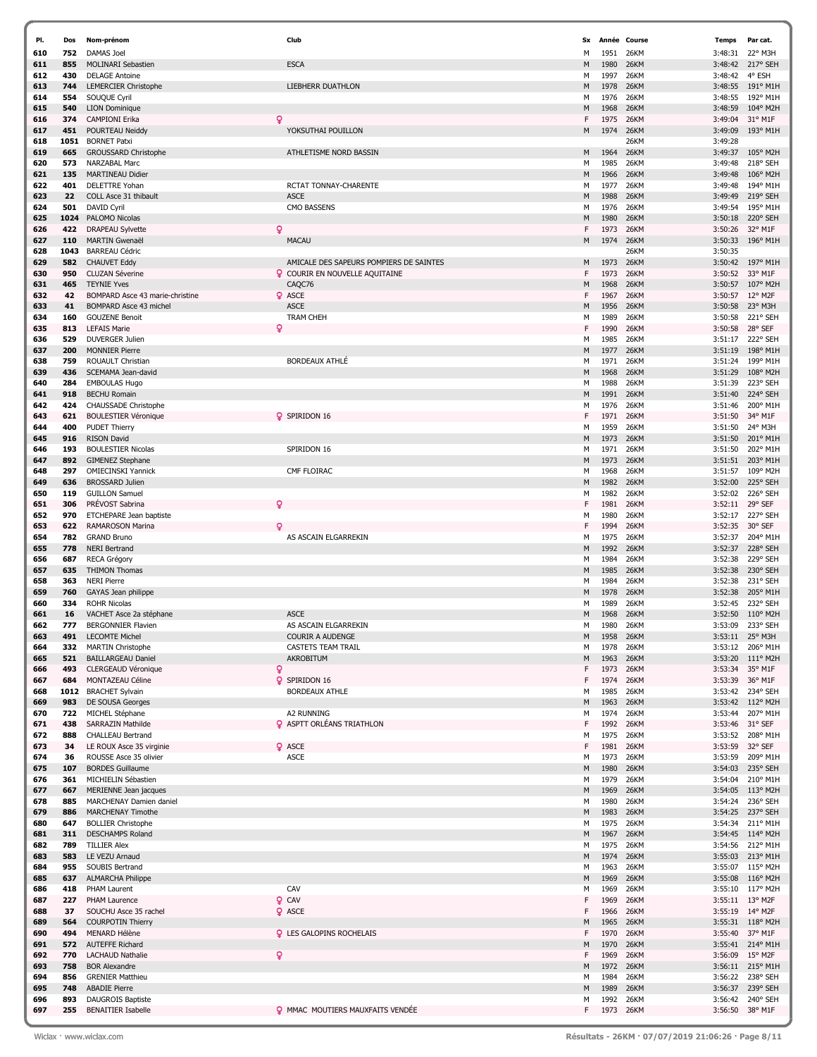| Pl. | Dos | Nom-prénom | Club | Sx | Année | Course | Temps | Par cat. |
|---|---|---|---|---|---|---|---|---|
| 610 | 752 | DAMAS Joel | | M | 1951 | 26KM | 3:48:31 | 22° M3H |
| 611 | 855 | MOLINARI Sebastien | ESCA | M | 1980 | 26KM | 3:48:42 | 217° SEH |
| 612 | 430 | DELAGE Antoine | | M | 1997 | 26KM | 3:48:42 | 4° ESH |
| 613 | 744 | LEMERCIER Christophe | LIEBHERR DUATHLON | M | 1978 | 26KM | 3:48:55 | 191° M1H |
| 614 | 554 | SOUQUE Cyril | | M | 1976 | 26KM | 3:48:55 | 192° M1H |
| 615 | 540 | LION Dominique | | M | 1968 | 26KM | 3:48:59 | 104° M2H |
| 616 | 374 | CAMPIONI Erika | | F | 1975 | 26KM | 3:49:04 | 31° M1F |
| 617 | 451 | POURTEAU Neiddy | YOKSUTHAI POUILLON | M | 1974 | 26KM | 3:49:09 | 193° M1H |
| 618 | 1051 | BORNET Patxi | | | | 26KM | 3:49:28 | |
| 619 | 665 | GROUSSARD Christophe | ATHLETISME NORD BASSIN | M | 1964 | 26KM | 3:49:37 | 105° M2H |
| 620 | 573 | NARZABAL Marc | | M | 1985 | 26KM | 3:49:48 | 218° SEH |
| 621 | 135 | MARTINEAU Didier | | M | 1966 | 26KM | 3:49:48 | 106° M2H |
| 622 | 401 | DELETTRE Yohan | RCTAT TONNAY-CHARENTE | M | 1977 | 26KM | 3:49:48 | 194° M1H |
| 623 | 22 | COLL Asce 31 thibault | ASCE | M | 1988 | 26KM | 3:49:49 | 219° SEH |
| 624 | 501 | DAVID Cyril | CMO BASSENS | M | 1976 | 26KM | 3:49:54 | 195° M1H |
| 625 | 1024 | PALOMO Nicolas | | M | 1980 | 26KM | 3:50:18 | 220° SEH |
| 626 | 422 | DRAPEAU Sylvette | | F | 1973 | 26KM | 3:50:26 | 32° M1F |
| 627 | 110 | MARTIN Gwenaël | MACAU | M | 1974 | 26KM | 3:50:33 | 196° M1H |
| 628 | 1043 | BARREAU Cédric | | | | 26KM | 3:50:35 | |
| 629 | 582 | CHAUVET Eddy | AMICALE DES SAPEURS POMPIERS DE SAINTES | M | 1973 | 26KM | 3:50:42 | 197° M1H |
| 630 | 950 | CLUZAN Séverine | COURIR EN NOUVELLE AQUITAINE | F | 1973 | 26KM | 3:50:52 | 33° M1F |
| 631 | 465 | TEYNIE Yves | CAQC76 | M | 1968 | 26KM | 3:50:57 | 107° M2H |
| 632 | 42 | BOMPARD Asce 43 marie-christine | ASCE | F | 1967 | 26KM | 3:50:57 | 12° M2F |
| 633 | 41 | BOMPARD Asce 43 michel | ASCE | M | 1956 | 26KM | 3:50:58 | 23° M3H |
| 634 | 160 | GOUZENE Benoit | TRAM CHEH | M | 1989 | 26KM | 3:50:58 | 221° SEH |
| 635 | 813 | LEFAIS Marie | | F | 1990 | 26KM | 3:50:58 | 28° SEF |
| 636 | 529 | DUVERGER Julien | | M | 1985 | 26KM | 3:51:17 | 222° SEH |
| 637 | 200 | MONNIER Pierre | | M | 1977 | 26KM | 3:51:19 | 198° M1H |
| 638 | 759 | ROUAULT Christian | BORDEAUX ATHLÉ | M | 1971 | 26KM | 3:51:24 | 199° M1H |
| 639 | 436 | SCEMAMA Jean-david | | M | 1968 | 26KM | 3:51:29 | 108° M2H |
| 640 | 284 | EMBOULAS Hugo | | M | 1988 | 26KM | 3:51:39 | 223° SEH |
| 641 | 918 | BECHU Romain | | M | 1991 | 26KM | 3:51:40 | 224° SEH |
| 642 | 424 | CHAUSSADE Christophe | | M | 1976 | 26KM | 3:51:46 | 200° M1H |
| 643 | 621 | BOULESTIER Véronique | SPIRIDON 16 | F | 1971 | 26KM | 3:51:50 | 34° M1F |
| 644 | 400 | PUDET Thierry | | M | 1959 | 26KM | 3:51:50 | 24° M3H |
| 645 | 916 | RISON David | | M | 1973 | 26KM | 3:51:50 | 201° M1H |
| 646 | 193 | BOULESTIER Nicolas | SPIRIDON 16 | M | 1971 | 26KM | 3:51:50 | 202° M1H |
| 647 | 892 | GIMENEZ Stephane | | M | 1973 | 26KM | 3:51:51 | 203° M1H |
| 648 | 297 | OMIECINSKI Yannick | CMF FLOIRAC | M | 1968 | 26KM | 3:51:57 | 109° M2H |
| 649 | 636 | BROSSARD Julien | | M | 1982 | 26KM | 3:52:00 | 225° SEH |
| 650 | 119 | GUILLON Samuel | | M | 1982 | 26KM | 3:52:02 | 226° SEH |
| 651 | 306 | PRÉVOST Sabrina | | F | 1981 | 26KM | 3:52:11 | 29° SEF |
| 652 | 970 | ETCHEPARE Jean baptiste | | M | 1980 | 26KM | 3:52:17 | 227° SEH |
| 653 | 622 | RAMAROSON Marina | | F | 1994 | 26KM | 3:52:35 | 30° SEF |
| 654 | 782 | GRAND Bruno | AS ASCAIN ELGARREKIN | M | 1975 | 26KM | 3:52:37 | 204° M1H |
| 655 | 778 | NERI Bertrand | | M | 1992 | 26KM | 3:52:37 | 228° SEH |
| 656 | 687 | RECA Grégory | | M | 1984 | 26KM | 3:52:38 | 229° SEH |
| 657 | 635 | THIMON Thomas | | M | 1985 | 26KM | 3:52:38 | 230° SEH |
| 658 | 363 | NERI Pierre | | M | 1984 | 26KM | 3:52:38 | 231° SEH |
| 659 | 760 | GAYAS Jean philippe | | M | 1978 | 26KM | 3:52:38 | 205° M1H |
| 660 | 334 | ROHR Nicolas | | M | 1989 | 26KM | 3:52:45 | 232° SEH |
| 661 | 16 | VACHET Asce 2a stéphane | ASCE | M | 1968 | 26KM | 3:52:50 | 110° M2H |
| 662 | 777 | BERGONNIER Flavien | AS ASCAIN ELGARREKIN | M | 1980 | 26KM | 3:53:09 | 233° SEH |
| 663 | 491 | LECOMTE Michel | COURIR A AUDENGE | M | 1958 | 26KM | 3:53:11 | 25° M3H |
| 664 | 332 | MARTIN Christophe | CASTETS TEAM TRAIL | M | 1978 | 26KM | 3:53:12 | 206° M1H |
| 665 | 521 | BAILLARGEAU Daniel | AKROBITUM | M | 1963 | 26KM | 3:53:20 | 111° M2H |
| 666 | 493 | CLERGEAUD Véronique | | F | 1973 | 26KM | 3:53:34 | 35° M1F |
| 667 | 684 | MONTAZEAU Céline | SPIRIDON 16 | F | 1974 | 26KM | 3:53:39 | 36° M1F |
| 668 | 1012 | BRACHET Sylvain | BORDEAUX ATHLE | M | 1985 | 26KM | 3:53:42 | 234° SEH |
| 669 | 983 | DE SOUSA Georges | | M | 1963 | 26KM | 3:53:42 | 112° M2H |
| 670 | 722 | MICHEL Stéphane | A2 RUNNING | M | 1974 | 26KM | 3:53:44 | 207° M1H |
| 671 | 438 | SARRAZIN Mathilde | ASPTT ORLÉANS TRIATHLON | F | 1992 | 26KM | 3:53:46 | 31° SEF |
| 672 | 888 | CHALLEAU Bertrand | | M | 1975 | 26KM | 3:53:52 | 208° M1H |
| 673 | 34 | LE ROUX Asce 35 virginie | ASCE | F | 1981 | 26KM | 3:53:59 | 32° SEF |
| 674 | 36 | ROUSSE Asce 35 olivier | ASCE | M | 1973 | 26KM | 3:53:59 | 209° M1H |
| 675 | 107 | BORDES Guillaume | | M | 1980 | 26KM | 3:54:03 | 235° SEH |
| 676 | 361 | MICHIELIN Sébastien | | M | 1979 | 26KM | 3:54:04 | 210° M1H |
| 677 | 667 | MERIENNE Jean jacques | | M | 1969 | 26KM | 3:54:05 | 113° M2H |
| 678 | 885 | MARCHENAY Damien daniel | | M | 1980 | 26KM | 3:54:24 | 236° SEH |
| 679 | 886 | MARCHENAY Timothe | | M | 1983 | 26KM | 3:54:25 | 237° SEH |
| 680 | 647 | BOLLIER Christophe | | M | 1975 | 26KM | 3:54:34 | 211° M1H |
| 681 | 311 | DESCHAMPS Roland | | M | 1967 | 26KM | 3:54:45 | 114° M2H |
| 682 | 789 | TILLIER Alex | | M | 1975 | 26KM | 3:54:56 | 212° M1H |
| 683 | 583 | LE VEZU Arnaud | | M | 1974 | 26KM | 3:55:03 | 213° M1H |
| 684 | 955 | SOUBIS Bertrand | | M | 1963 | 26KM | 3:55:07 | 115° M2H |
| 685 | 637 | ALMARCHA Philippe | | M | 1969 | 26KM | 3:55:08 | 116° M2H |
| 686 | 418 | PHAM Laurent | CAV | M | 1969 | 26KM | 3:55:10 | 117° M2H |
| 687 | 227 | PHAM Laurence | CAV | F | 1969 | 26KM | 3:55:11 | 13° M2F |
| 688 | 37 | SOUCHU Asce 35 rachel | ASCE | F | 1966 | 26KM | 3:55:19 | 14° M2F |
| 689 | 564 | COURPOTIN Thierry | | M | 1965 | 26KM | 3:55:31 | 118° M2H |
| 690 | 494 | MENARD Hélène | LES GALOPINS ROCHELAIS | F | 1970 | 26KM | 3:55:40 | 37° M1F |
| 691 | 572 | AUTEFFE Richard | | M | 1970 | 26KM | 3:55:41 | 214° M1H |
| 692 | 770 | LACHAUD Nathalie | | F | 1969 | 26KM | 3:56:09 | 15° M2F |
| 693 | 758 | BOR Alexandre | | M | 1972 | 26KM | 3:56:11 | 215° M1H |
| 694 | 856 | GRENIER Matthieu | | M | 1984 | 26KM | 3:56:22 | 238° SEH |
| 695 | 748 | ABADIE Pierre | | M | 1989 | 26KM | 3:56:37 | 239° SEH |
| 696 | 893 | DAUGROIS Baptiste | | M | 1992 | 26KM | 3:56:42 | 240° SEH |
| 697 | 255 | BENAITIER Isabelle | MMAC MOUTIERS MAUXFAITS VENDÉE | F | 1973 | 26KM | 3:56:50 | 38° M1F |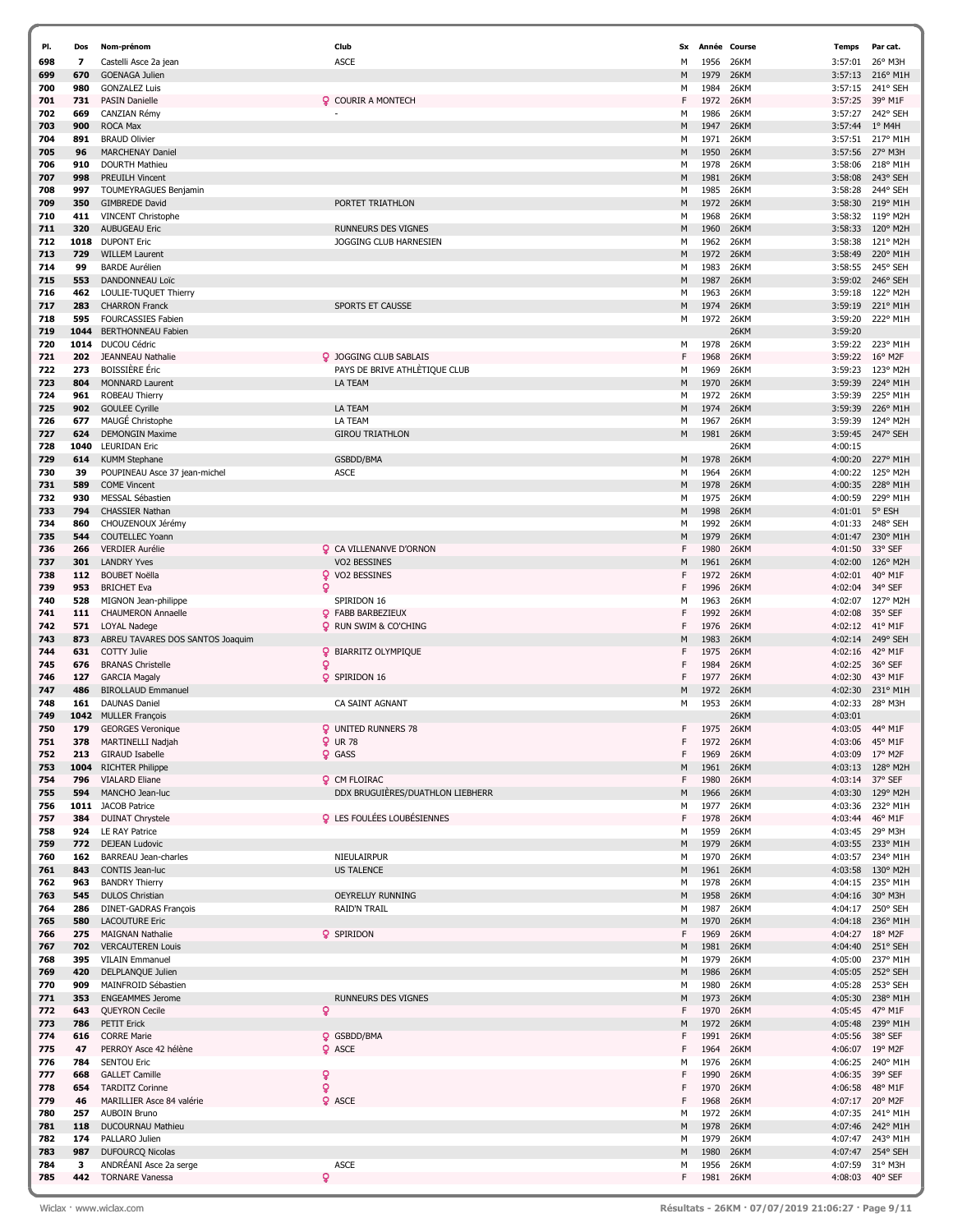| Pl. | Dos | Nom-prénom | Club | Sx | Année | Course | Temps | Par cat. |
|---|---|---|---|---|---|---|---|---|
| 698 | 7 | Castelli Asce 2a jean | ASCE | M | 1956 | 26KM | 3:57:01 | 26° M3H |
| 699 | 670 | GOENAGA Julien | | M | 1979 | 26KM | 3:57:13 | 216° M1H |
| 700 | 980 | GONZALEZ Luis | | M | 1984 | 26KM | 3:57:15 | 241° SEH |
| 701 | 731 | PASIN Danielle | ♀ COURIR A MONTECH | F | 1972 | 26KM | 3:57:25 | 39° M1F |
| 702 | 669 | CANZIAN Rémy | - | M | 1986 | 26KM | 3:57:27 | 242° SEH |
| 703 | 900 | ROCA Max | | M | 1947 | 26KM | 3:57:44 | 1° M4H |
| 704 | 891 | BRAUD Olivier | | M | 1971 | 26KM | 3:57:51 | 217° M1H |
| 705 | 96 | MARCHENAY Daniel | | M | 1950 | 26KM | 3:57:56 | 27° M3H |
| 706 | 910 | DOURTH Mathieu | | M | 1978 | 26KM | 3:58:06 | 218° M1H |
| 707 | 998 | PREUILH Vincent | | M | 1981 | 26KM | 3:58:08 | 243° SEH |
| 708 | 997 | TOUMEYRAGUES Benjamin | | M | 1985 | 26KM | 3:58:28 | 244° SEH |
| 709 | 350 | GIMBREDE David | PORTET TRIATHLON | M | 1972 | 26KM | 3:58:30 | 219° M1H |
| 710 | 411 | VINCENT Christophe | | M | 1968 | 26KM | 3:58:32 | 119° M2H |
| 711 | 320 | AUBUGEAU Eric | RUNNEURS DES VIGNES | M | 1960 | 26KM | 3:58:33 | 120° M2H |
| 712 | 1018 | DUPONT Eric | JOGGING CLUB HARNESIEN | M | 1962 | 26KM | 3:58:38 | 121° M2H |
| 713 | 729 | WILLEM Laurent | | M | 1972 | 26KM | 3:58:49 | 220° M1H |
| 714 | 99 | BARDE Aurélien | | M | 1983 | 26KM | 3:58:55 | 245° SEH |
| 715 | 553 | DANDONNEAU Loïc | | M | 1987 | 26KM | 3:59:02 | 246° SEH |
| 716 | 462 | LOULIE-TUQUET Thierry | | M | 1963 | 26KM | 3:59:18 | 122° M2H |
| 717 | 283 | CHARRON Franck | SPORTS ET CAUSSE | M | 1974 | 26KM | 3:59:19 | 221° M1H |
| 718 | 595 | FOURCASSIES Fabien | | M | 1972 | 26KM | 3:59:20 | 222° M1H |
| 719 | 1044 | BERTHONNEAU Fabien | | | | 26KM | 3:59:20 | |
| 720 | 1014 | DUCOU Cédric | | M | 1978 | 26KM | 3:59:22 | 223° M1H |
| 721 | 202 | JEANNEAU Nathalie | ♀ JOGGING CLUB SABLAIS | F | 1968 | 26KM | 3:59:22 | 16° M2F |
| 722 | 273 | BOISSIÈRE Éric | PAYS DE BRIVE ATHLÉTIQUE CLUB | M | 1969 | 26KM | 3:59:23 | 123° M2H |
| 723 | 804 | MONNARD Laurent | LA TEAM | M | 1970 | 26KM | 3:59:39 | 224° M1H |
| 724 | 961 | ROBEAU Thierry | | M | 1972 | 26KM | 3:59:39 | 225° M1H |
| 725 | 902 | GOULEE Cyrille | LA TEAM | M | 1974 | 26KM | 3:59:39 | 226° M1H |
| 726 | 677 | MAUGÉ Christophe | LA TEAM | M | 1967 | 26KM | 3:59:39 | 124° M2H |
| 727 | 624 | DEMONGIN Maxime | GIROU TRIATHLON | M | 1981 | 26KM | 3:59:45 | 247° SEH |
| 728 | 1040 | LEURIDAN Eric | | | | 26KM | 4:00:15 | |
| 729 | 614 | KUMM Stephane | GSBDD/BMA | M | 1978 | 26KM | 4:00:20 | 227° M1H |
| 730 | 39 | POUPINEAU Asce 37 jean-michel | ASCE | M | 1964 | 26KM | 4:00:22 | 125° M2H |
| 731 | 589 | COME Vincent | | M | 1978 | 26KM | 4:00:35 | 228° M1H |
| 732 | 930 | MESSAL Sébastien | | M | 1975 | 26KM | 4:00:59 | 229° M1H |
| 733 | 794 | CHASSIER Nathan | | M | 1998 | 26KM | 4:01:01 | 5° ESH |
| 734 | 860 | CHOUZENOUX Jérémy | | M | 1992 | 26KM | 4:01:33 | 248° SEH |
| 735 | 544 | COUTELLEC Yoann | | M | 1979 | 26KM | 4:01:47 | 230° M1H |
| 736 | 266 | VERDIER Aurélie | ♀ CA VILLENAVE D'ORNON | F | 1980 | 26KM | 4:01:50 | 33° SEF |
| 737 | 301 | LANDRY Yves | VO2 BESSINES | M | 1961 | 26KM | 4:02:00 | 126° M2H |
| 738 | 112 | BOUBET Noëlla | ♀ VO2 BESSINES | F | 1972 | 26KM | 4:02:01 | 40° M1F |
| 739 | 953 | BRICHET Eva | ♀ | F | 1996 | 26KM | 4:02:04 | 34° SEF |
| 740 | 528 | MIGNON Jean-philippe | SPIRIDON 16 | M | 1963 | 26KM | 4:02:07 | 127° M2H |
| 741 | 111 | CHAUMERON Annaelle | ♀ FABB BARBEZIEUX | F | 1992 | 26KM | 4:02:08 | 35° SEF |
| 742 | 571 | LOYAL Nadege | ♀ RUN SWIM & CO'CHING | F | 1976 | 26KM | 4:02:12 | 41° M1F |
| 743 | 873 | ABREU TAVARES DOS SANTOS Joaquim | | M | 1983 | 26KM | 4:02:14 | 249° SEH |
| 744 | 631 | COTTY Julie | ♀ BIARRITZ OLYMPIQUE | F | 1975 | 26KM | 4:02:16 | 42° M1F |
| 745 | 676 | BRANAS Christelle | ♀ | F | 1984 | 26KM | 4:02:25 | 36° SEF |
| 746 | 127 | GARCIA Magaly | ♀ SPIRIDON 16 | F | 1977 | 26KM | 4:02:30 | 43° M1F |
| 747 | 486 | BIROLLAUD Emmanuel | | M | 1972 | 26KM | 4:02:30 | 231° M1H |
| 748 | 161 | DAUNAS Daniel | CA SAINT AGNANT | M | 1953 | 26KM | 4:02:33 | 28° M3H |
| 749 | 1042 | MULLER François | | | | 26KM | 4:03:01 | |
| 750 | 179 | GEORGES Veronique | ♀ UNITED RUNNERS 78 | F | 1975 | 26KM | 4:03:05 | 44° M1F |
| 751 | 378 | MARTINELLI Nadjah | ♀ UR 78 | F | 1972 | 26KM | 4:03:06 | 45° M1F |
| 752 | 213 | GIRAUD Isabelle | ♀ GASS | F | 1969 | 26KM | 4:03:09 | 17° M2F |
| 753 | 1004 | RICHTER Philippe | | M | 1961 | 26KM | 4:03:13 | 128° M2H |
| 754 | 796 | VIALARD Eliane | ♀ CM FLOIRAC | F | 1980 | 26KM | 4:03:14 | 37° SEF |
| 755 | 594 | MANCHO Jean-luc | DDX BRUGUIÈRES/DUATHLON LIEBHERR | M | 1966 | 26KM | 4:03:30 | 129° M2H |
| 756 | 1011 | JACOB Patrice | | M | 1977 | 26KM | 4:03:36 | 232° M1H |
| 757 | 384 | DUINAT Chrystele | ♀ LES FOULÉES LOUBÉSIENNES | F | 1978 | 26KM | 4:03:44 | 46° M1F |
| 758 | 924 | LE RAY Patrice | | M | 1959 | 26KM | 4:03:45 | 29° M3H |
| 759 | 772 | DEJEAN Ludovic | | M | 1979 | 26KM | 4:03:55 | 233° M1H |
| 760 | 162 | BARREAU Jean-charles | NIEULAIRPUR | M | 1970 | 26KM | 4:03:57 | 234° M1H |
| 761 | 843 | CONTIS Jean-luc | US TALENCE | M | 1961 | 26KM | 4:03:58 | 130° M2H |
| 762 | 963 | BANDRY Thierry | | M | 1978 | 26KM | 4:04:15 | 235° M1H |
| 763 | 545 | DULOS Christian | OEYRELUY RUNNING | M | 1958 | 26KM | 4:04:16 | 30° M3H |
| 764 | 286 | DINET-GADRAS François | RAID'N TRAIL | M | 1987 | 26KM | 4:04:17 | 250° SEH |
| 765 | 580 | LACOUTURE Eric | | M | 1970 | 26KM | 4:04:18 | 236° M1H |
| 766 | 275 | MAIGNAN Nathalie | ♀ SPIRIDON | F | 1969 | 26KM | 4:04:27 | 18° M2F |
| 767 | 702 | VERCAUTEREN Louis | | M | 1981 | 26KM | 4:04:40 | 251° SEH |
| 768 | 395 | VILAIN Emmanuel | | M | 1979 | 26KM | 4:05:00 | 237° M1H |
| 769 | 420 | DELPLANQUE Julien | | M | 1986 | 26KM | 4:05:05 | 252° SEH |
| 770 | 909 | MAINFROID Sébastien | | M | 1980 | 26KM | 4:05:28 | 253° SEH |
| 771 | 353 | ENGEAMMES Jerome | RUNNEURS DES VIGNES | M | 1973 | 26KM | 4:05:30 | 238° M1H |
| 772 | 643 | QUEYRON Cecile | ♀ | F | 1970 | 26KM | 4:05:45 | 47° M1F |
| 773 | 786 | PETIT Erick | | M | 1972 | 26KM | 4:05:48 | 239° M1H |
| 774 | 616 | CORRE Marie | ♀ GSBDD/BMA | F | 1991 | 26KM | 4:05:56 | 38° SEF |
| 775 | 47 | PERROY Asce 42 hélène | ♀ ASCE | F | 1964 | 26KM | 4:06:07 | 19° M2F |
| 776 | 784 | SENTOU Eric | | M | 1976 | 26KM | 4:06:25 | 240° M1H |
| 777 | 668 | GALLET Camille | ♀ | F | 1990 | 26KM | 4:06:35 | 39° SEF |
| 778 | 654 | TARDITZ Corinne | ♀ | F | 1970 | 26KM | 4:06:58 | 48° M1F |
| 779 | 46 | MARILLIER Asce 84 valérie | ♀ ASCE | F | 1968 | 26KM | 4:07:17 | 20° M2F |
| 780 | 257 | AUBOIN Bruno | | M | 1972 | 26KM | 4:07:35 | 241° M1H |
| 781 | 118 | DUCOURNAU Mathieu | | M | 1978 | 26KM | 4:07:46 | 242° M1H |
| 782 | 174 | PALLARO Julien | | M | 1979 | 26KM | 4:07:47 | 243° M1H |
| 783 | 987 | DUFOURCQ Nicolas | | M | 1980 | 26KM | 4:07:47 | 254° SEH |
| 784 | 3 | ANDRÉANI Asce 2a serge | ASCE | M | 1956 | 26KM | 4:07:59 | 31° M3H |
| 785 | 442 | TORNARE Vanessa | ♀ | F | 1981 | 26KM | 4:08:03 | 40° SEF |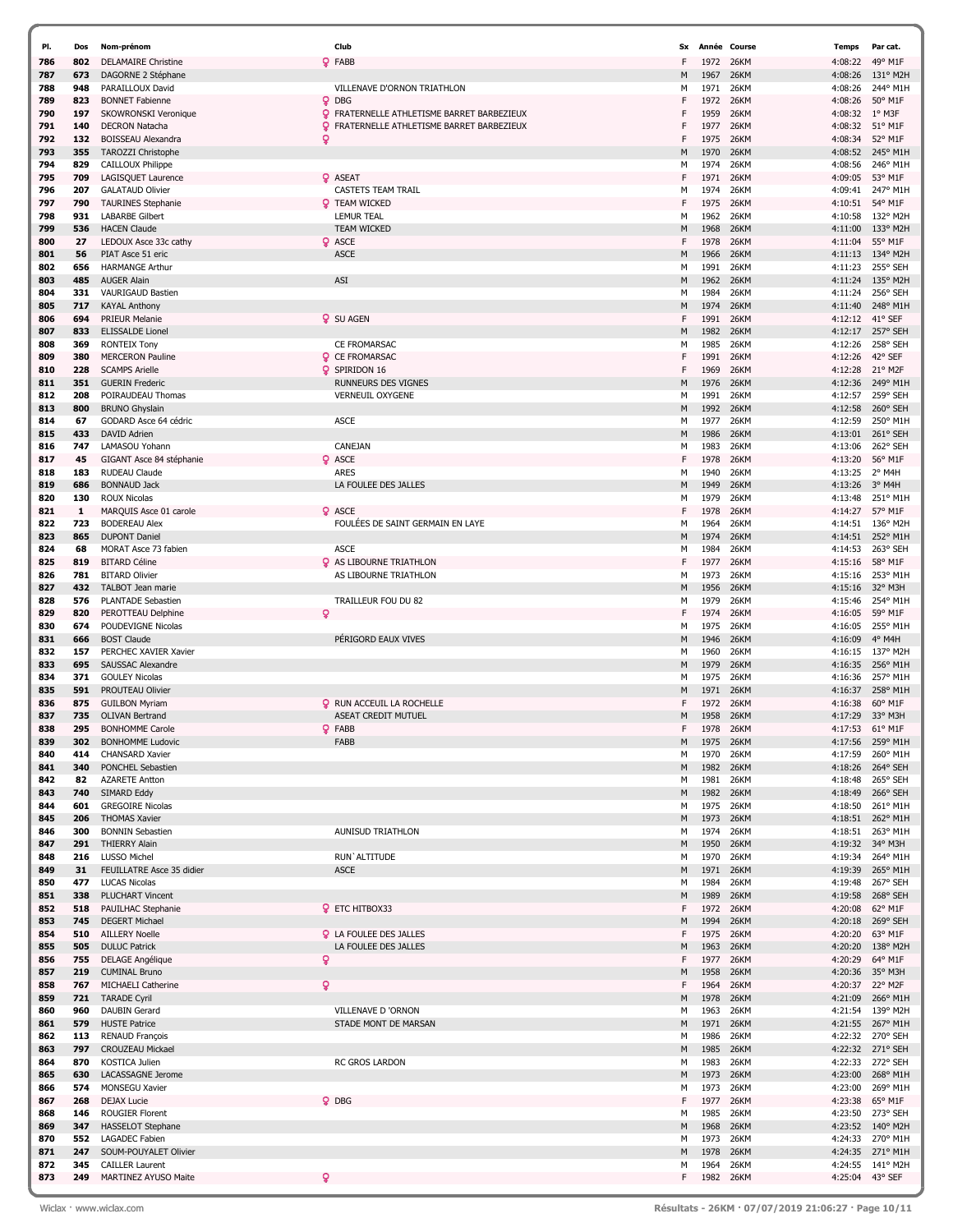| Pl. | Dos | Nom-prénom | Club | Sx | Année | Course | Temps | Par cat. |
|---|---|---|---|---|---|---|---|---|
| 786 | 802 | DELAMAIRE Christine | FABB | F | 1972 | 26KM | 4:08:22 | 49° M1F |
| 787 | 673 | DAGORNE 2 Stéphane | | M | 1967 | 26KM | 4:08:26 | 131° M2H |
| 788 | 948 | PARAILLOUX David | VILLENAVE D'ORNON TRIATHLON | M | 1971 | 26KM | 4:08:26 | 244° M1H |
| 789 | 823 | BONNET Fabienne | DBG | F | 1972 | 26KM | 4:08:26 | 50° M1F |
| 790 | 197 | SKOWRONSKI Veronique | FRATERNELLE ATHLETISME BARRET BARBEZIEUX | F | 1959 | 26KM | 4:08:32 | 1° M3F |
| 791 | 140 | DECRON Natacha | FRATERNELLE ATHLETISME BARRET BARBEZIEUX | F | 1977 | 26KM | 4:08:32 | 51° M1F |
| 792 | 132 | BOISSEAU Alexandra | | F | 1975 | 26KM | 4:08:34 | 52° M1F |
| 793 | 355 | TAROZZI Christophe | | M | 1970 | 26KM | 4:08:52 | 245° M1H |
| 794 | 829 | CAILLOUX Philippe | | M | 1974 | 26KM | 4:08:56 | 246° M1H |
| 795 | 709 | LAGISQUET Laurence | ASEAT | F | 1971 | 26KM | 4:09:05 | 53° M1F |
| 796 | 207 | GALATAUD Olivier | CASTETS TEAM TRAIL | M | 1974 | 26KM | 4:09:41 | 247° M1H |
| 797 | 790 | TAURINES Stephanie | TEAM WICKED | F | 1975 | 26KM | 4:10:51 | 54° M1F |
| 798 | 931 | LABARBE Gilbert | LEMUR TEAL | M | 1962 | 26KM | 4:10:58 | 132° M2H |
| 799 | 536 | HACEN Claude | TEAM WICKED | M | 1968 | 26KM | 4:11:00 | 133° M2H |
| 800 | 27 | LEDOUX Asce 33c cathy | ASCE | F | 1978 | 26KM | 4:11:04 | 55° M1F |
| 801 | 56 | PIAT Asce 51 eric | ASCE | M | 1966 | 26KM | 4:11:13 | 134° M2H |
| 802 | 656 | HARMANGE Arthur | | M | 1991 | 26KM | 4:11:23 | 255° SEH |
| 803 | 485 | AUGER Alain | ASI | M | 1962 | 26KM | 4:11:24 | 135° M2H |
| 804 | 331 | VAURIGAUD Bastien | | M | 1984 | 26KM | 4:11:24 | 256° SEH |
| 805 | 717 | KAYAL Anthony | | M | 1974 | 26KM | 4:11:40 | 248° M1H |
| 806 | 694 | PRIEUR Melanie | SU AGEN | F | 1991 | 26KM | 4:12:12 | 41° SEF |
| 807 | 833 | ELISSALDE Lionel | | M | 1982 | 26KM | 4:12:17 | 257° SEH |
| 808 | 369 | RONTEIX Tony | CE FROMARSAC | M | 1985 | 26KM | 4:12:26 | 258° SEH |
| 809 | 380 | MERCERON Pauline | CE FROMARSAC | F | 1991 | 26KM | 4:12:26 | 42° SEF |
| 810 | 228 | SCAMPS Arielle | SPIRIDON 16 | F | 1969 | 26KM | 4:12:28 | 21° M2F |
| 811 | 351 | GUERIN Frederic | RUNNEURS DES VIGNES | M | 1976 | 26KM | 4:12:36 | 249° M1H |
| 812 | 208 | POIRAUDEAU Thomas | VERNEUIL OXYGENE | M | 1991 | 26KM | 4:12:57 | 259° SEH |
| 813 | 800 | BRUNO Ghyslain | | M | 1992 | 26KM | 4:12:58 | 260° SEH |
| 814 | 67 | GODARD Asce 64 cédric | ASCE | M | 1977 | 26KM | 4:12:59 | 250° M1H |
| 815 | 433 | DAVID Adrien | | M | 1986 | 26KM | 4:13:01 | 261° SEH |
| 816 | 747 | LAMASOU Yohann | CANEJAN | M | 1983 | 26KM | 4:13:06 | 262° SEH |
| 817 | 45 | GIGANT Asce 84 stéphanie | ASCE | F | 1978 | 26KM | 4:13:20 | 56° M1F |
| 818 | 183 | RUDEAU Claude | ARES | M | 1940 | 26KM | 4:13:25 | 2° M4H |
| 819 | 686 | BONNAUD Jack | LA FOULEE DES JALLES | M | 1949 | 26KM | 4:13:26 | 3° M4H |
| 820 | 130 | ROUX Nicolas | | M | 1979 | 26KM | 4:13:48 | 251° M1H |
| 821 | 1 | MARQUIS Asce 01 carole | ASCE | F | 1978 | 26KM | 4:14:27 | 57° M1F |
| 822 | 723 | BODEREAU Alex | FOULÉES DE SAINT GERMAIN EN LAYE | M | 1964 | 26KM | 4:14:51 | 136° M2H |
| 823 | 865 | DUPONT Daniel | | M | 1974 | 26KM | 4:14:51 | 252° M1H |
| 824 | 68 | MORAT Asce 73 fabien | ASCE | M | 1984 | 26KM | 4:14:53 | 263° SEH |
| 825 | 819 | BITARD Céline | AS LIBOURNE TRIATHLON | F | 1977 | 26KM | 4:15:16 | 58° M1F |
| 826 | 781 | BITARD Olivier | AS LIBOURNE TRIATHLON | M | 1973 | 26KM | 4:15:16 | 253° M1H |
| 827 | 432 | TALBOT Jean marie | | M | 1956 | 26KM | 4:15:16 | 32° M3H |
| 828 | 576 | PLANTADE Sebastien | TRAILLEUR FOU DU 82 | M | 1979 | 26KM | 4:15:46 | 254° M1H |
| 829 | 820 | PEROTTEAU Delphine | | F | 1974 | 26KM | 4:16:05 | 59° M1F |
| 830 | 674 | POUDEVIGNE Nicolas | | M | 1975 | 26KM | 4:16:05 | 255° M1H |
| 831 | 666 | BOST Claude | PÉRIGORD EAUX VIVES | M | 1946 | 26KM | 4:16:09 | 4° M4H |
| 832 | 157 | PERCHEC XAVIER Xavier | | M | 1960 | 26KM | 4:16:15 | 137° M2H |
| 833 | 695 | SAUSSAC Alexandre | | M | 1979 | 26KM | 4:16:35 | 256° M1H |
| 834 | 371 | GOULEY Nicolas | | M | 1975 | 26KM | 4:16:36 | 257° M1H |
| 835 | 591 | PROUTEAU Olivier | | M | 1971 | 26KM | 4:16:37 | 258° M1H |
| 836 | 875 | GUILBON Myriam | RUN ACCEUIL LA ROCHELLE | F | 1972 | 26KM | 4:16:38 | 60° M1F |
| 837 | 735 | OLIVAN Bertrand | ASEAT CREDIT MUTUEL | M | 1958 | 26KM | 4:17:29 | 33° M3H |
| 838 | 295 | BONHOMME Carole | FABB | F | 1978 | 26KM | 4:17:53 | 61° M1F |
| 839 | 302 | BONHOMME Ludovic | FABB | M | 1975 | 26KM | 4:17:56 | 259° M1H |
| 840 | 414 | CHANSARD Xavier | | M | 1970 | 26KM | 4:17:59 | 260° M1H |
| 841 | 340 | PONCHEL Sebastien | | M | 1982 | 26KM | 4:18:26 | 264° SEH |
| 842 | 82 | AZARETE Antton | | M | 1981 | 26KM | 4:18:48 | 265° SEH |
| 843 | 740 | SIMARD Eddy | | M | 1982 | 26KM | 4:18:49 | 266° SEH |
| 844 | 601 | GREGOIRE Nicolas | | M | 1975 | 26KM | 4:18:50 | 261° M1H |
| 845 | 206 | THOMAS Xavier | | M | 1973 | 26KM | 4:18:51 | 262° M1H |
| 846 | 300 | BONNIN Sebastien | AUNISUD TRIATHLON | M | 1974 | 26KM | 4:18:51 | 263° M1H |
| 847 | 291 | THIERRY Alain | | M | 1950 | 26KM | 4:19:32 | 34° M3H |
| 848 | 216 | LUSSO Michel | RUN`ALTITUDE | M | 1970 | 26KM | 4:19:34 | 264° M1H |
| 849 | 31 | FEUILLATRE Asce 35 didier | ASCE | M | 1971 | 26KM | 4:19:39 | 265° M1H |
| 850 | 477 | LUCAS Nicolas | | M | 1984 | 26KM | 4:19:48 | 267° SEH |
| 851 | 338 | PLUCHART Vincent | | M | 1989 | 26KM | 4:19:58 | 268° SEH |
| 852 | 518 | PAUILHAC Stephanie | ETC HITBOX33 | F | 1972 | 26KM | 4:20:08 | 62° M1F |
| 853 | 745 | DEGERT Michael | | M | 1994 | 26KM | 4:20:18 | 269° SEH |
| 854 | 510 | AILLERY Noelle | LA FOULEE DES JALLES | F | 1975 | 26KM | 4:20:20 | 63° M1F |
| 855 | 505 | DULUC Patrick | LA FOULEE DES JALLES | M | 1963 | 26KM | 4:20:20 | 138° M2H |
| 856 | 755 | DELAGE Angélique | | F | 1977 | 26KM | 4:20:29 | 64° M1F |
| 857 | 219 | CUMINAL Bruno | | M | 1958 | 26KM | 4:20:36 | 35° M3H |
| 858 | 767 | MICHAELI Catherine | | F | 1964 | 26KM | 4:20:37 | 22° M2F |
| 859 | 721 | TARADE Cyril | | M | 1978 | 26KM | 4:21:09 | 266° M1H |
| 860 | 960 | DAUBIN Gerard | VILLENAVE D 'ORNON | M | 1963 | 26KM | 4:21:54 | 139° M2H |
| 861 | 579 | HUSTE Patrice | STADE MONT DE MARSAN | M | 1971 | 26KM | 4:21:55 | 267° M1H |
| 862 | 113 | RENAUD François | | M | 1986 | 26KM | 4:22:32 | 270° SEH |
| 863 | 797 | CROUZEAU Mickael | | M | 1985 | 26KM | 4:22:32 | 271° SEH |
| 864 | 870 | KOSTICA Julien | RC GROS LARDON | M | 1983 | 26KM | 4:22:33 | 272° SEH |
| 865 | 630 | LACASSAGNE Jerome | | M | 1973 | 26KM | 4:23:00 | 268° M1H |
| 866 | 574 | MONSEGU Xavier | | M | 1973 | 26KM | 4:23:00 | 269° M1H |
| 867 | 268 | DEJAX Lucie | DBG | F | 1977 | 26KM | 4:23:38 | 65° M1F |
| 868 | 146 | ROUGIER Florent | | M | 1985 | 26KM | 4:23:50 | 273° SEH |
| 869 | 347 | HASSELOT Stephane | | M | 1968 | 26KM | 4:23:52 | 140° M2H |
| 870 | 552 | LAGADEC Fabien | | M | 1973 | 26KM | 4:24:33 | 270° M1H |
| 871 | 247 | SOUM-POUYALET Olivier | | M | 1978 | 26KM | 4:24:35 | 271° M1H |
| 872 | 345 | CAILLER Laurent | | M | 1964 | 26KM | 4:24:55 | 141° M2H |
| 873 | 249 | MARTINEZ AYUSO Maite | | F | 1982 | 26KM | 4:25:04 | 43° SEF |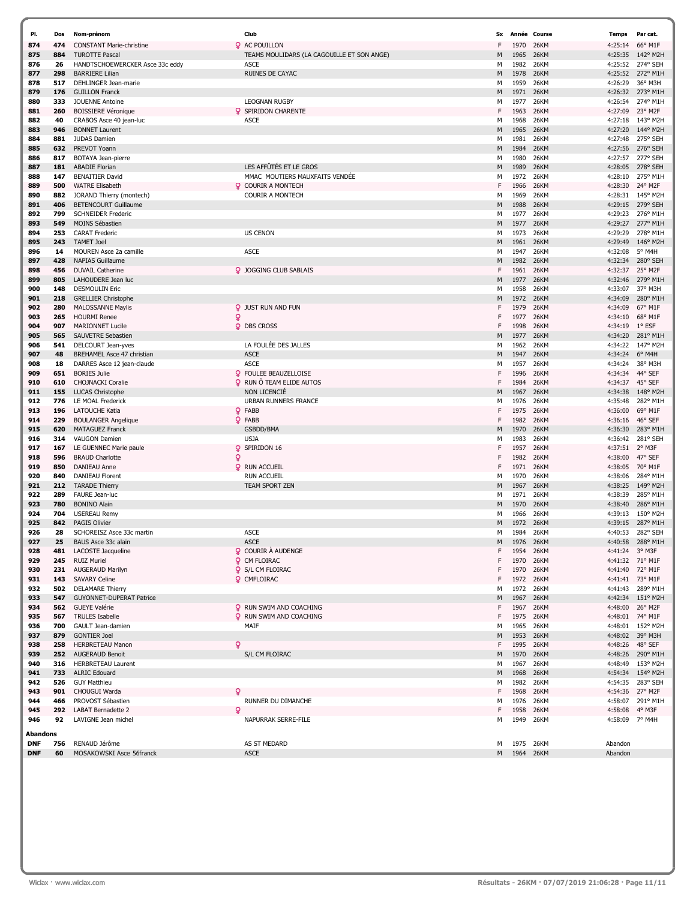| Pl. | Dos | Nom-prénom | Club | Sx | Année | Course | Temps | Par cat. |
|---|---|---|---|---|---|---|---|---|
| 874 | 474 | CONSTANT Marie-christine | AC POUILLON | F | 1970 | 26KM | 4:25:14 | 66° M1F |
| 875 | 884 | TUROTTE Pascal | TEAMS MOULIDARS (LA CAGOUILLE ET SON ANGE) | M | 1965 | 26KM | 4:25:35 | 142° M2H |
| 876 | 26 | HANDTSCHOEWERCKER Asce 33c eddy | ASCE | M | 1982 | 26KM | 4:25:52 | 274° SEH |
| 877 | 298 | BARRIERE Lilian | RUINES DE CAYAC | M | 1978 | 26KM | 4:25:52 | 272° M1H |
| 878 | 517 | DEHLINGER Jean-marie | | M | 1959 | 26KM | 4:26:29 | 36° M3H |
| 879 | 176 | GUILLON Franck | | M | 1971 | 26KM | 4:26:32 | 273° M1H |
| 880 | 333 | JOUENNE Antoine | LEOGNAN RUGBY | M | 1977 | 26KM | 4:26:54 | 274° M1H |
| 881 | 260 | BOISSIERE Véronique | SPIRIDON CHARENTE | F | 1963 | 26KM | 4:27:09 | 23° M2F |
| 882 | 40 | CRABOS Asce 40 jean-luc | ASCE | M | 1968 | 26KM | 4:27:18 | 143° M2H |
| 883 | 946 | BONNET Laurent | | M | 1965 | 26KM | 4:27:20 | 144° M2H |
| 884 | 881 | JUDAS Damien | | M | 1981 | 26KM | 4:27:48 | 275° SEH |
| 885 | 632 | PREVOT Yoann | | M | 1984 | 26KM | 4:27:56 | 276° SEH |
| 886 | 817 | BOTAYA Jean-pierre | | M | 1980 | 26KM | 4:27:57 | 277° SEH |
| 887 | 181 | ABADIE Florian | LES AFFÛTÉS ET LE GROS | M | 1989 | 26KM | 4:28:05 | 278° SEH |
| 888 | 147 | BENAITIER David | MMAC MOUTIERS MAUXFAITS VENDÉE | M | 1972 | 26KM | 4:28:10 | 275° M1H |
| 889 | 500 | WATRE Elisabeth | COURIR A MONTECH | F | 1966 | 26KM | 4:28:30 | 24° M2F |
| 890 | 882 | JORAND Thierry (montech) | COURIR A MONTECH | M | 1969 | 26KM | 4:28:31 | 145° M2H |
| 891 | 406 | BETENCOURT Guillaume | | M | 1988 | 26KM | 4:29:15 | 279° SEH |
| 892 | 799 | SCHNEIDER Frederic | | M | 1977 | 26KM | 4:29:23 | 276° M1H |
| 893 | 549 | MOINS Sébastien | | M | 1977 | 26KM | 4:29:27 | 277° M1H |
| 894 | 253 | CARAT Frederic | US CENON | M | 1973 | 26KM | 4:29:29 | 278° M1H |
| 895 | 243 | TAMET Joel | | M | 1961 | 26KM | 4:29:49 | 146° M2H |
| 896 | 14 | MOUREN Asce 2a camille | ASCE | M | 1947 | 26KM | 4:32:08 | 5° M4H |
| 897 | 428 | NAPIAS Guillaume | | M | 1982 | 26KM | 4:32:34 | 280° SEH |
| 898 | 456 | DUVAIL Catherine | JOGGING CLUB SABLAIS | F | 1961 | 26KM | 4:32:37 | 25° M2F |
| 899 | 805 | LAHOUDERE Jean luc | | M | 1977 | 26KM | 4:32:46 | 279° M1H |
| 900 | 148 | DESMOULIN Eric | | M | 1958 | 26KM | 4:33:07 | 37° M3H |
| 901 | 218 | GRELLIER Christophe | | M | 1972 | 26KM | 4:34:09 | 280° M1H |
| 902 | 280 | MALOSSANNE Maylis | JUST RUN AND FUN | F | 1979 | 26KM | 4:34:09 | 67° M1F |
| 903 | 265 | HOURMI Renee | | F | 1977 | 26KM | 4:34:10 | 68° M1F |
| 904 | 907 | MARIONNET Lucile | DBS CROSS | F | 1998 | 26KM | 4:34:19 | 1° ESF |
| 905 | 565 | SAUVETRE Sebastien | | M | 1977 | 26KM | 4:34:20 | 281° M1H |
| 906 | 541 | DELCOURT Jean-yves | LA FOULÉE DES JALLES | M | 1962 | 26KM | 4:34:22 | 147° M2H |
| 907 | 48 | BREHAMEL Asce 47 christian | ASCE | M | 1947 | 26KM | 4:34:24 | 6° M4H |
| 908 | 18 | DARRES Asce 12 jean-claude | ASCE | M | 1957 | 26KM | 4:34:24 | 38° M3H |
| 909 | 651 | BORIES Julie | FOULEE BEAUZELLOISE | F | 1996 | 26KM | 4:34:34 | 44° SEF |
| 910 | 610 | CHOJNACKI Coralie | RUN Ô TEAM ELIDE AUTOS | F | 1984 | 26KM | 4:34:37 | 45° SEF |
| 911 | 155 | LUCAS Christophe | NON LICENCIÉ | M | 1967 | 26KM | 4:34:38 | 148° M2H |
| 912 | 776 | LE MOAL Frederick | URBAN RUNNERS FRANCE | M | 1976 | 26KM | 4:35:48 | 282° M1H |
| 913 | 196 | LATOUCHE Katia | FABB | F | 1975 | 26KM | 4:36:00 | 69° M1F |
| 914 | 229 | BOULANGER Angelique | FABB | F | 1982 | 26KM | 4:36:16 | 46° SEF |
| 915 | 620 | MATAGUEZ Franck | GSBDD/BMA | M | 1970 | 26KM | 4:36:30 | 283° M1H |
| 916 | 314 | VAUGON Damien | USJA | M | 1983 | 26KM | 4:36:42 | 281° SEH |
| 917 | 167 | LE GUENNEC Marie paule | SPIRIDON 16 | F | 1957 | 26KM | 4:37:51 | 2° M3F |
| 918 | 596 | BRAUD Charlotte | | F | 1982 | 26KM | 4:38:00 | 47° SEF |
| 919 | 850 | DANIEAU Anne | RUN ACCUEIL | F | 1971 | 26KM | 4:38:05 | 70° M1F |
| 920 | 840 | DANIEAU Florent | RUN ACCUEIL | M | 1970 | 26KM | 4:38:06 | 284° M1H |
| 921 | 212 | TARADE Thierry | TEAM SPORT ZEN | M | 1967 | 26KM | 4:38:25 | 149° M2H |
| 922 | 289 | FAURE Jean-luc | | M | 1971 | 26KM | 4:38:39 | 285° M1H |
| 923 | 780 | BONINO Alain | | M | 1970 | 26KM | 4:38:40 | 286° M1H |
| 924 | 704 | USEREAU Remy | | M | 1966 | 26KM | 4:39:13 | 150° M2H |
| 925 | 842 | PAGIS Olivier | | M | 1972 | 26KM | 4:39:15 | 287° M1H |
| 926 | 28 | SCHOREISZ Asce 33c martin | ASCE | M | 1984 | 26KM | 4:40:53 | 282° SEH |
| 927 | 25 | BAUS Asce 33c alain | ASCE | M | 1976 | 26KM | 4:40:58 | 288° M1H |
| 928 | 481 | LACOSTE Jacqueline | COURIR À AUDENGE | F | 1954 | 26KM | 4:41:24 | 3° M3F |
| 929 | 245 | RUIZ Muriel | CM FLOIRAC | F | 1970 | 26KM | 4:41:32 | 71° M1F |
| 930 | 231 | AUGERAUD Marilyn | S/L CM FLOIRAC | F | 1970 | 26KM | 4:41:40 | 72° M1F |
| 931 | 143 | SAVARY Celine | CMFLOIRAC | F | 1972 | 26KM | 4:41:41 | 73° M1F |
| 932 | 502 | DELAMARE Thierry | | M | 1972 | 26KM | 4:41:43 | 289° M1H |
| 933 | 547 | GUYONNET-DUPERAT Patrice | | M | 1967 | 26KM | 4:42:34 | 151° M2H |
| 934 | 562 | GUEYE Valérie | RUN SWIM AND COACHING | F | 1967 | 26KM | 4:48:00 | 26° M2F |
| 935 | 567 | TRULES Isabelle | RUN SWIM AND COACHING | F | 1975 | 26KM | 4:48:01 | 74° M1F |
| 936 | 700 | GAULT Jean-damien | MAIF | M | 1965 | 26KM | 4:48:01 | 152° M2H |
| 937 | 879 | GONTIER Joel | | M | 1953 | 26KM | 4:48:02 | 39° M3H |
| 938 | 258 | HERBRETEAU Manon | | F | 1995 | 26KM | 4:48:26 | 48° SEF |
| 939 | 252 | AUGERAUD Benoit | S/L CM FLOIRAC | M | 1970 | 26KM | 4:48:26 | 290° M1H |
| 940 | 316 | HERBRETEAU Laurent | | M | 1967 | 26KM | 4:48:49 | 153° M2H |
| 941 | 733 | ALRIC Edouard | | M | 1968 | 26KM | 4:54:34 | 154° M2H |
| 942 | 526 | GUY Matthieu | | M | 1982 | 26KM | 4:54:35 | 283° SEH |
| 943 | 901 | CHOUGUI Warda | | F | 1968 | 26KM | 4:54:36 | 27° M2F |
| 944 | 466 | PROVOST Sébastien | RUNNER DU DIMANCHE | M | 1976 | 26KM | 4:58:07 | 291° M1H |
| 945 | 292 | LABAT Bernadette 2 | | F | 1958 | 26KM | 4:58:08 | 4° M3F |
| 946 | 92 | LAVIGNE Jean michel | NAPURRAK SERRE-FILE | M | 1949 | 26KM | 4:58:09 | 7° M4H |

**Abandons**

| Pl. | Dos | Nom-prénom | Club | Sx | Année | Course | Temps | Par cat. |
|---|---|---|---|---|---|---|---|---|
| DNF | 756 | RENAUD Jérôme | AS ST MEDARD | M | 1975 | 26KM | Abandon | |
| DNF | 60 | MOSAKOWSKI Asce 56franck | ASCE | M | 1964 | 26KM | Abandon | |